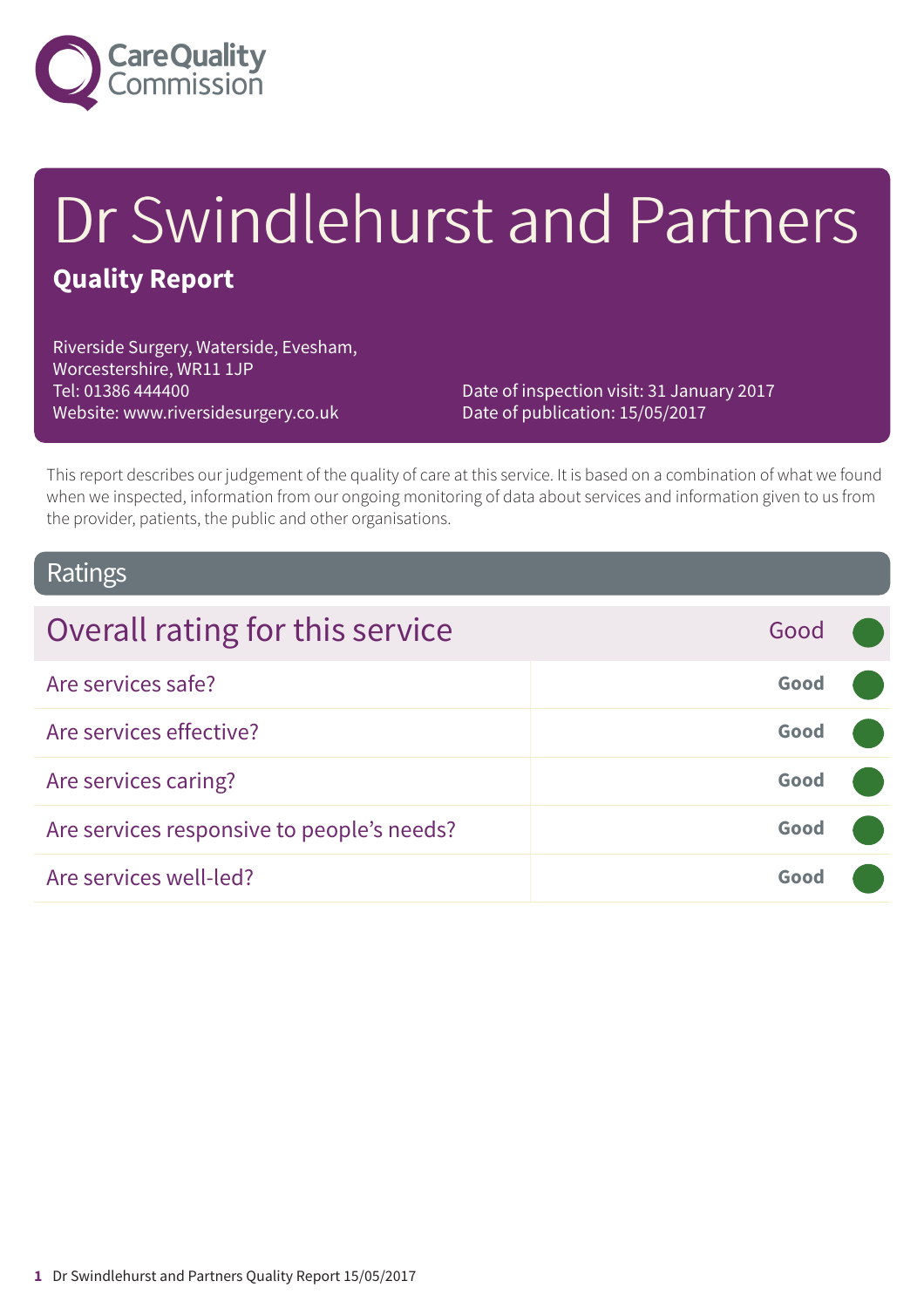Care Quality Commission

# Dr Swindlehurst and Partners

## Quality Report

Riverside Surgery, Waterside, Evesham,
Worcestershire, WR11 1JP
Tel: 01386 444400
Website: www.riversidesurgery.co.uk

Date of inspection visit: 31 January 2017
Date of publication: 15/05/2017

This report describes our judgement of the quality of care at this service. It is based on a combination of what we found when we inspected, information from our ongoing monitoring of data about services and information given to us from the provider, patients, the public and other organisations.

## Ratings

| Overall rating for this service | Good |
| --- | --- |
| Are services safe? | Good |
| Are services effective? | Good |
| Are services caring? | Good |
| Are services responsive to people's needs? | Good |
| Are services well-led? | Good |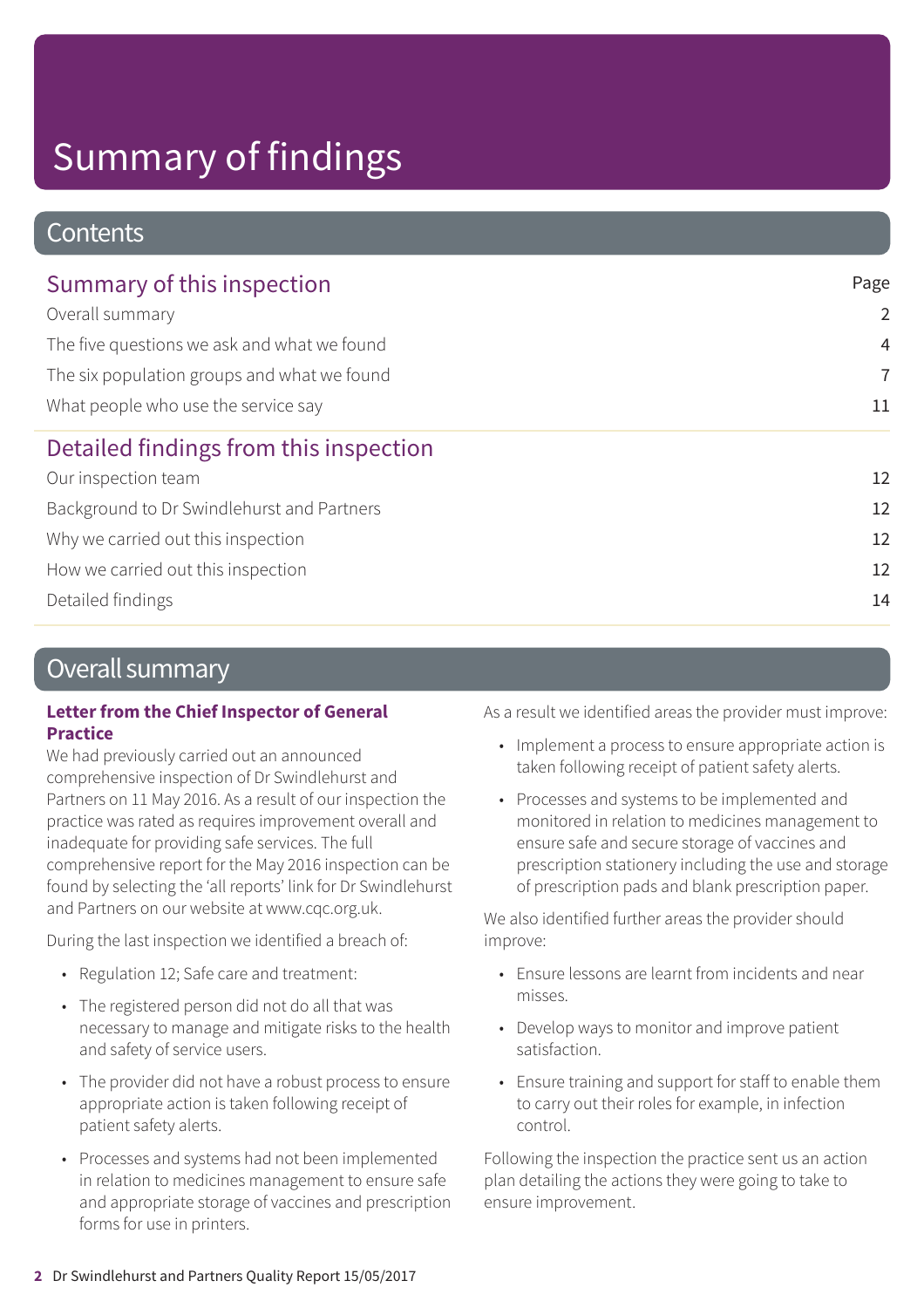# Summary of findings

## Contents

### Summary of this inspection

| | Page |
|---|---|
| Overall summary | 2 |
| The five questions we ask and what we found | 4 |
| The six population groups and what we found | 7 |
| What people who use the service say | 11 |

### Detailed findings from this inspection

| | |
|---|---|
| Our inspection team | 12 |
| Background to Dr Swindlehurst and Partners | 12 |
| Why we carried out this inspection | 12 |
| How we carried out this inspection | 12 |
| Detailed findings | 14 |

## Overall summary

**Letter from the Chief Inspector of General Practice**

We had previously carried out an announced comprehensive inspection of Dr Swindlehurst and Partners on 11 May 2016. As a result of our inspection the practice was rated as requires improvement overall and inadequate for providing safe services. The full comprehensive report for the May 2016 inspection can be found by selecting the 'all reports' link for Dr Swindlehurst and Partners on our website at www.cqc.org.uk.

During the last inspection we identified a breach of:

- Regulation 12; Safe care and treatment:
- The registered person did not do all that was necessary to manage and mitigate risks to the health and safety of service users.
- The provider did not have a robust process to ensure appropriate action is taken following receipt of patient safety alerts.
- Processes and systems had not been implemented in relation to medicines management to ensure safe and appropriate storage of vaccines and prescription forms for use in printers.

As a result we identified areas the provider must improve:

- Implement a process to ensure appropriate action is taken following receipt of patient safety alerts.
- Processes and systems to be implemented and monitored in relation to medicines management to ensure safe and secure storage of vaccines and prescription stationery including the use and storage of prescription pads and blank prescription paper.

We also identified further areas the provider should improve:

- Ensure lessons are learnt from incidents and near misses.
- Develop ways to monitor and improve patient satisfaction.
- Ensure training and support for staff to enable them to carry out their roles for example, in infection control.

Following the inspection the practice sent us an action plan detailing the actions they were going to take to ensure improvement.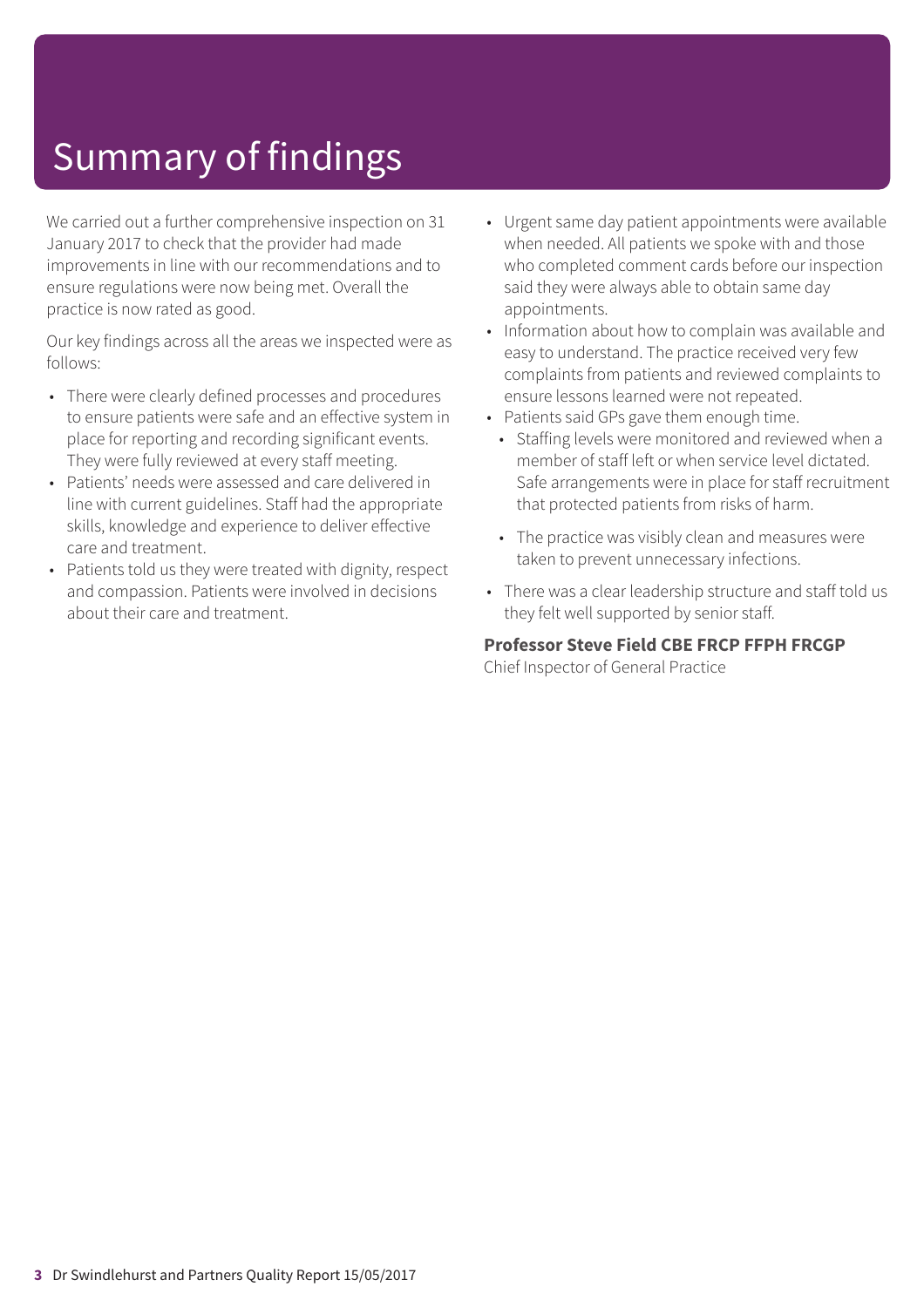# Summary of findings

We carried out a further comprehensive inspection on 31 January 2017 to check that the provider had made improvements in line with our recommendations and to ensure regulations were now being met. Overall the practice is now rated as good.

Our key findings across all the areas we inspected were as follows:

- There were clearly defined processes and procedures to ensure patients were safe and an effective system in place for reporting and recording significant events. They were fully reviewed at every staff meeting.
- Patients' needs were assessed and care delivered in line with current guidelines. Staff had the appropriate skills, knowledge and experience to deliver effective care and treatment.
- Patients told us they were treated with dignity, respect and compassion. Patients were involved in decisions about their care and treatment.
- Urgent same day patient appointments were available when needed. All patients we spoke with and those who completed comment cards before our inspection said they were always able to obtain same day appointments.
- Information about how to complain was available and easy to understand. The practice received very few complaints from patients and reviewed complaints to ensure lessons learned were not repeated.
- Patients said GPs gave them enough time.
  - Staffing levels were monitored and reviewed when a member of staff left or when service level dictated. Safe arrangements were in place for staff recruitment that protected patients from risks of harm.
  - The practice was visibly clean and measures were taken to prevent unnecessary infections.
- There was a clear leadership structure and staff told us they felt well supported by senior staff.

**Professor Steve Field CBE FRCP FFPH FRCGP**
Chief Inspector of General Practice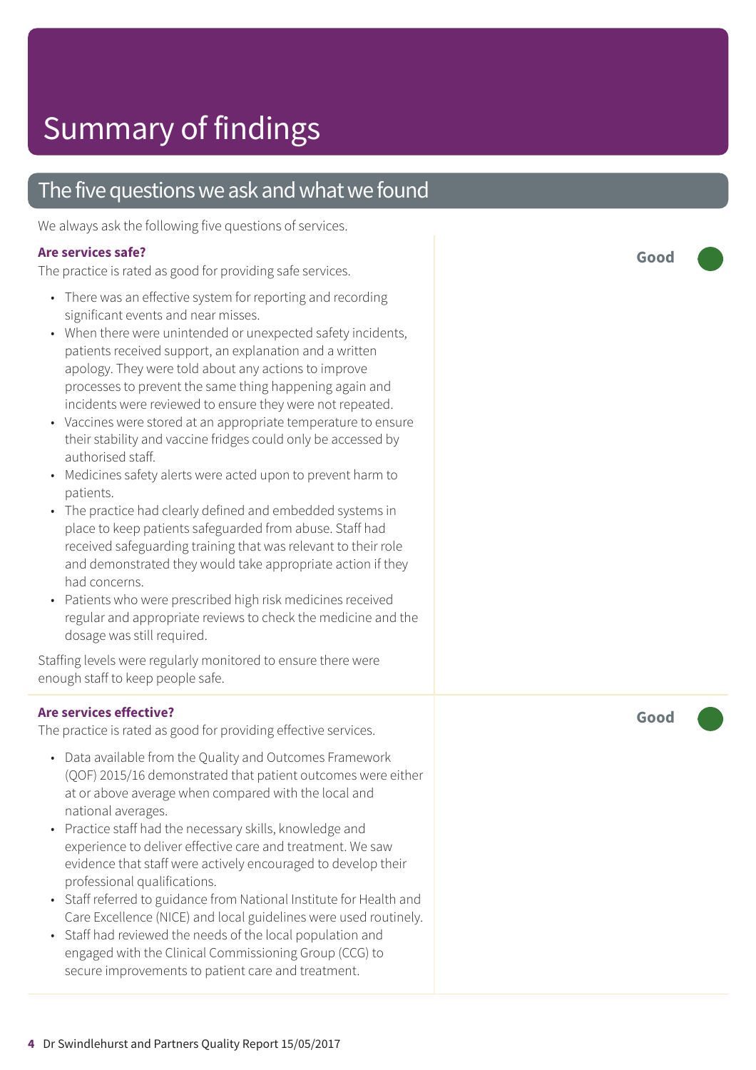# Summary of findings

## The five questions we ask and what we found

We always ask the following five questions of services.

### Are services safe?

**Good**

The practice is rated as good for providing safe services.

- There was an effective system for reporting and recording significant events and near misses.
- When there were unintended or unexpected safety incidents, patients received support, an explanation and a written apology. They were told about any actions to improve processes to prevent the same thing happening again and incidents were reviewed to ensure they were not repeated.
- Vaccines were stored at an appropriate temperature to ensure their stability and vaccine fridges could only be accessed by authorised staff.
- Medicines safety alerts were acted upon to prevent harm to patients.
- The practice had clearly defined and embedded systems in place to keep patients safeguarded from abuse. Staff had received safeguarding training that was relevant to their role and demonstrated they would take appropriate action if they had concerns.
- Patients who were prescribed high risk medicines received regular and appropriate reviews to check the medicine and the dosage was still required.

Staffing levels were regularly monitored to ensure there were enough staff to keep people safe.

### Are services effective?

**Good**

The practice is rated as good for providing effective services.

- Data available from the Quality and Outcomes Framework (QOF) 2015/16 demonstrated that patient outcomes were either at or above average when compared with the local and national averages.
- Practice staff had the necessary skills, knowledge and experience to deliver effective care and treatment. We saw evidence that staff were actively encouraged to develop their professional qualifications.
- Staff referred to guidance from National Institute for Health and Care Excellence (NICE) and local guidelines were used routinely.
- Staff had reviewed the needs of the local population and engaged with the Clinical Commissioning Group (CCG) to secure improvements to patient care and treatment.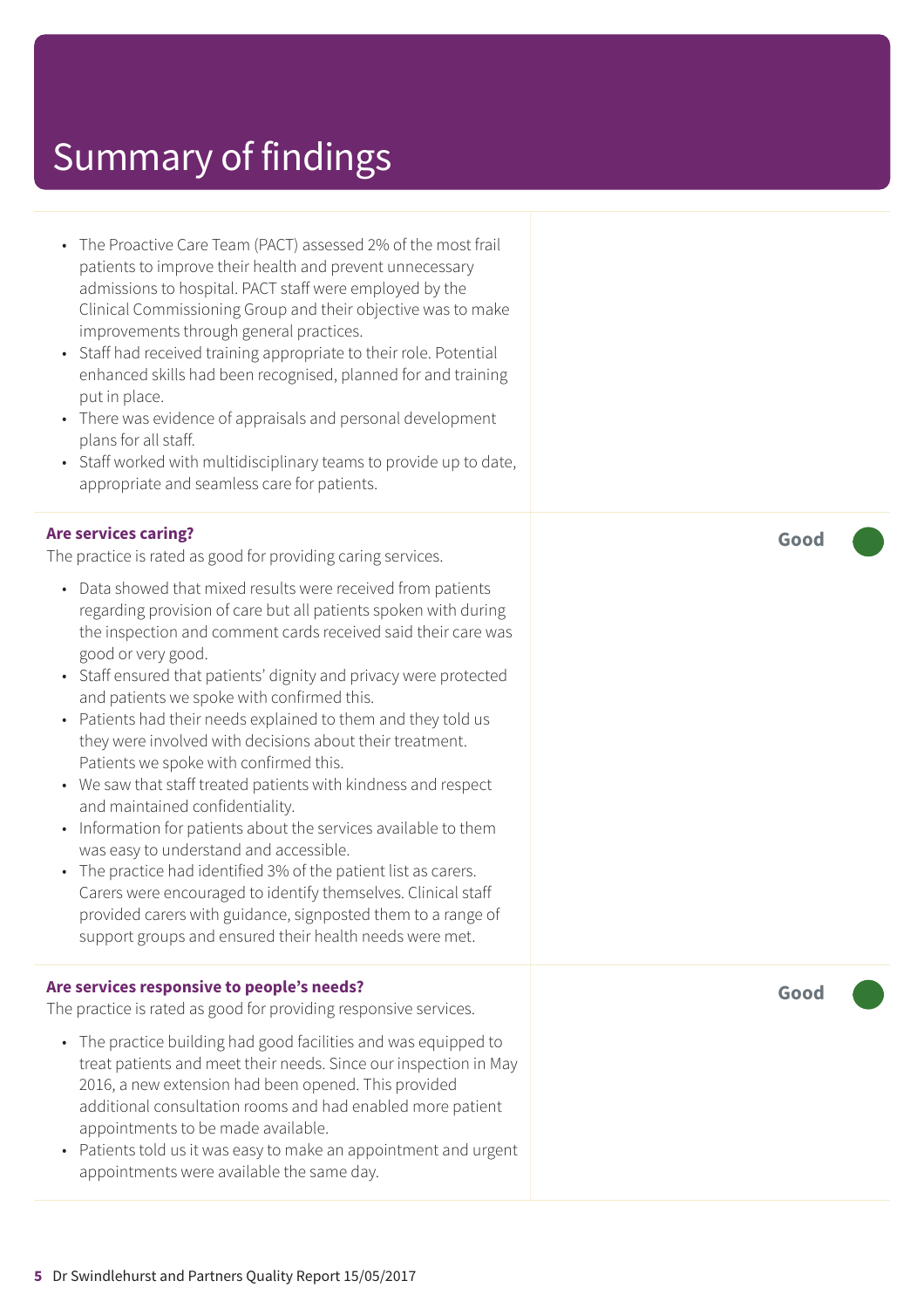# Summary of findings

- The Proactive Care Team (PACT) assessed 2% of the most frail patients to improve their health and prevent unnecessary admissions to hospital. PACT staff were employed by the Clinical Commissioning Group and their objective was to make improvements through general practices.
- Staff had received training appropriate to their role. Potential enhanced skills had been recognised, planned for and training put in place.
- There was evidence of appraisals and personal development plans for all staff.
- Staff worked with multidisciplinary teams to provide up to date, appropriate and seamless care for patients.

**Are services caring?** — **Good**

The practice is rated as good for providing caring services.

- Data showed that mixed results were received from patients regarding provision of care but all patients spoken with during the inspection and comment cards received said their care was good or very good.
- Staff ensured that patients' dignity and privacy were protected and patients we spoke with confirmed this.
- Patients had their needs explained to them and they told us they were involved with decisions about their treatment. Patients we spoke with confirmed this.
- We saw that staff treated patients with kindness and respect and maintained confidentiality.
- Information for patients about the services available to them was easy to understand and accessible.
- The practice had identified 3% of the patient list as carers. Carers were encouraged to identify themselves. Clinical staff provided carers with guidance, signposted them to a range of support groups and ensured their health needs were met.

**Are services responsive to people's needs?** — **Good**

The practice is rated as good for providing responsive services.

- The practice building had good facilities and was equipped to treat patients and meet their needs. Since our inspection in May 2016, a new extension had been opened. This provided additional consultation rooms and had enabled more patient appointments to be made available.
- Patients told us it was easy to make an appointment and urgent appointments were available the same day.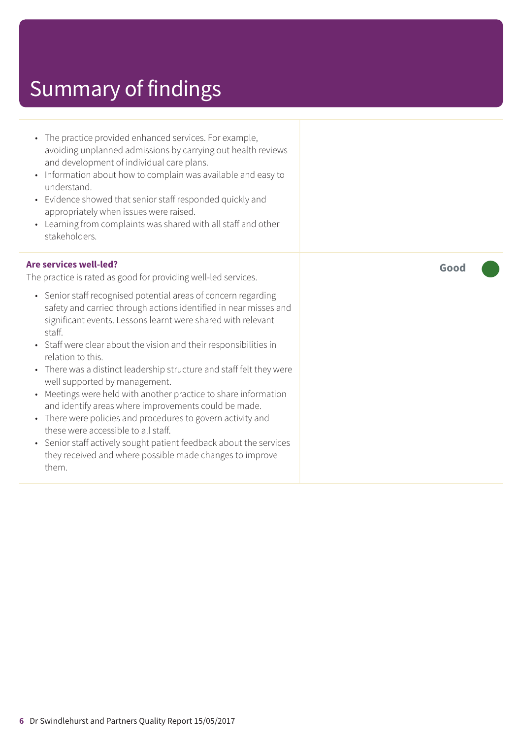# Summary of findings

- The practice provided enhanced services. For example, avoiding unplanned admissions by carrying out health reviews and development of individual care plans.
- Information about how to complain was available and easy to understand.
- Evidence showed that senior staff responded quickly and appropriately when issues were raised.
- Learning from complaints was shared with all staff and other stakeholders.

**Are services well-led?**

**Good**

The practice is rated as good for providing well-led services.

- Senior staff recognised potential areas of concern regarding safety and carried through actions identified in near misses and significant events. Lessons learnt were shared with relevant staff.
- Staff were clear about the vision and their responsibilities in relation to this.
- There was a distinct leadership structure and staff felt they were well supported by management.
- Meetings were held with another practice to share information and identify areas where improvements could be made.
- There were policies and procedures to govern activity and these were accessible to all staff.
- Senior staff actively sought patient feedback about the services they received and where possible made changes to improve them.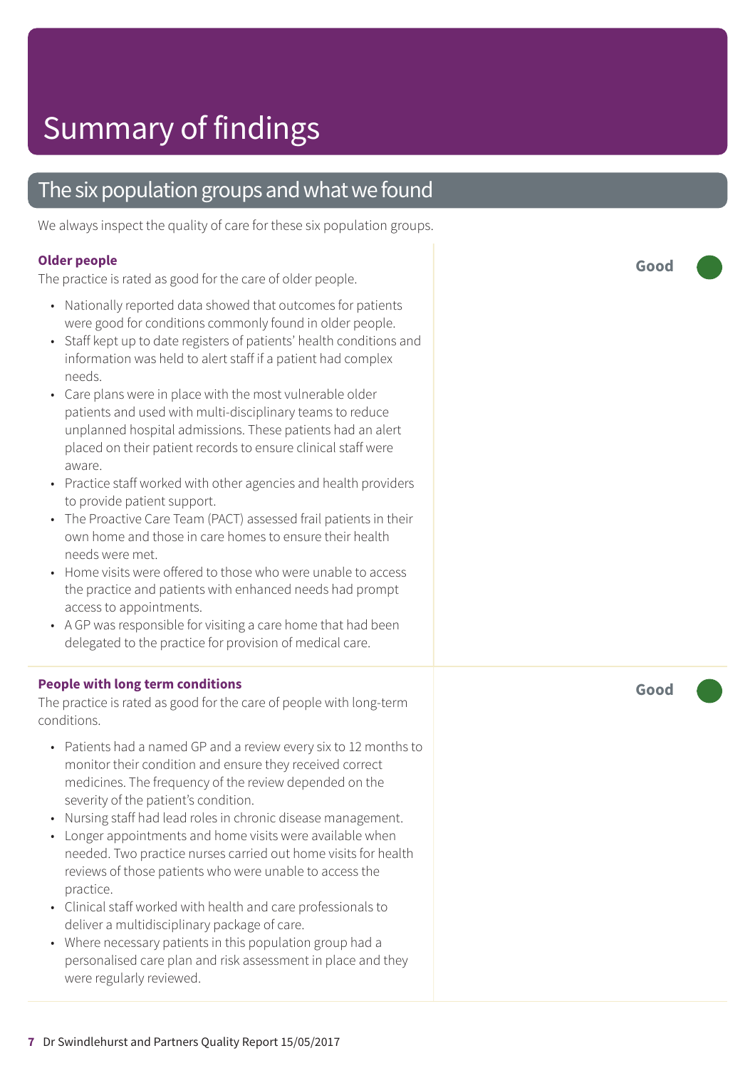# Summary of findings

## The six population groups and what we found

We always inspect the quality of care for these six population groups.

**Older people**

The practice is rated as good for the care of older people.

- Nationally reported data showed that outcomes for patients were good for conditions commonly found in older people.
- Staff kept up to date registers of patients' health conditions and information was held to alert staff if a patient had complex needs.
- Care plans were in place with the most vulnerable older patients and used with multi-disciplinary teams to reduce unplanned hospital admissions. These patients had an alert placed on their patient records to ensure clinical staff were aware.
- Practice staff worked with other agencies and health providers to provide patient support.
- The Proactive Care Team (PACT) assessed frail patients in their own home and those in care homes to ensure their health needs were met.
- Home visits were offered to those who were unable to access the practice and patients with enhanced needs had prompt access to appointments.
- A GP was responsible for visiting a care home that had been delegated to the practice for provision of medical care.

**Good**

**People with long term conditions**

The practice is rated as good for the care of people with long-term conditions.

- Patients had a named GP and a review every six to 12 months to monitor their condition and ensure they received correct medicines. The frequency of the review depended on the severity of the patient's condition.
- Nursing staff had lead roles in chronic disease management.
- Longer appointments and home visits were available when needed. Two practice nurses carried out home visits for health reviews of those patients who were unable to access the practice.
- Clinical staff worked with health and care professionals to deliver a multidisciplinary package of care.
- Where necessary patients in this population group had a personalised care plan and risk assessment in place and they were regularly reviewed.

**Good**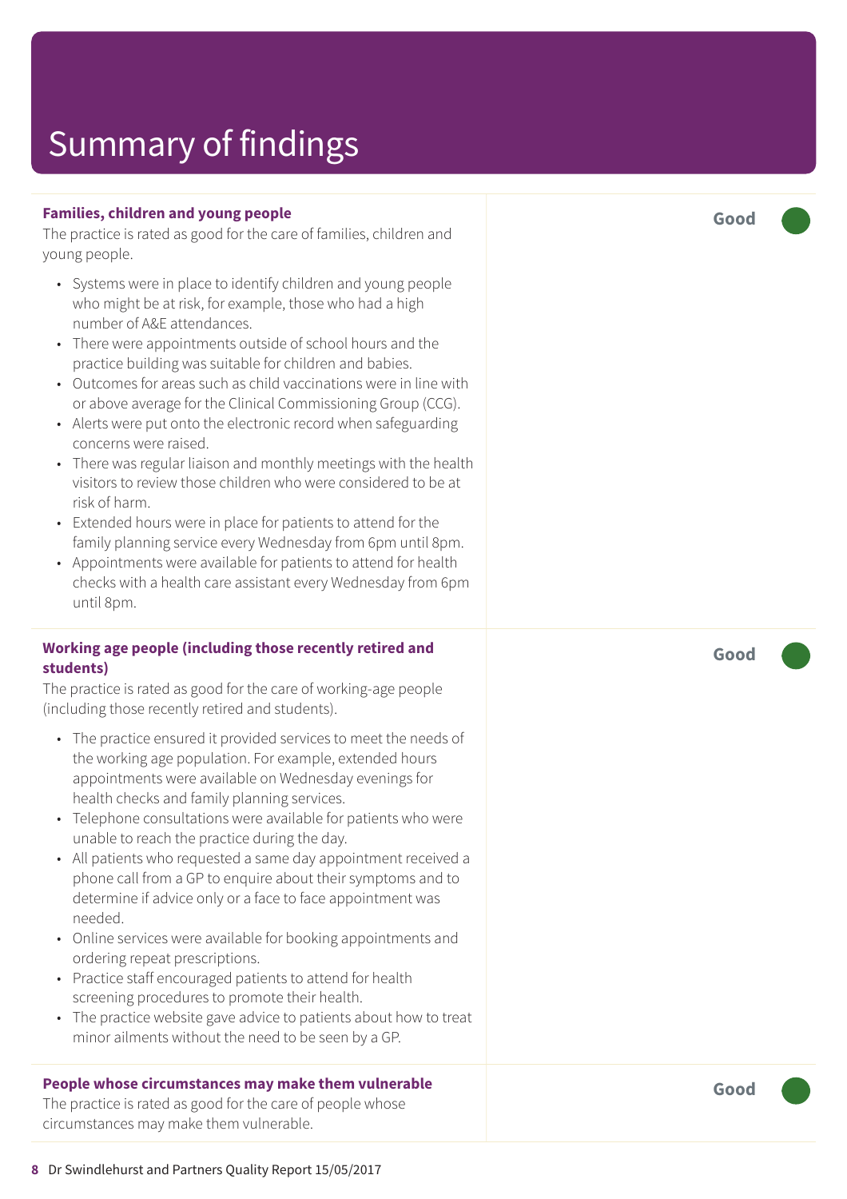# Summary of findings

**Families, children and young people**

The practice is rated as good for the care of families, children and young people.

- Systems were in place to identify children and young people who might be at risk, for example, those who had a high number of A&E attendances.
- There were appointments outside of school hours and the practice building was suitable for children and babies.
- Outcomes for areas such as child vaccinations were in line with or above average for the Clinical Commissioning Group (CCG).
- Alerts were put onto the electronic record when safeguarding concerns were raised.
- There was regular liaison and monthly meetings with the health visitors to review those children who were considered to be at risk of harm.
- Extended hours were in place for patients to attend for the family planning service every Wednesday from 6pm until 8pm.
- Appointments were available for patients to attend for health checks with a health care assistant every Wednesday from 6pm until 8pm.

**Good**

**Working age people (including those recently retired and students)**

The practice is rated as good for the care of working-age people (including those recently retired and students).

- The practice ensured it provided services to meet the needs of the working age population. For example, extended hours appointments were available on Wednesday evenings for health checks and family planning services.
- Telephone consultations were available for patients who were unable to reach the practice during the day.
- All patients who requested a same day appointment received a phone call from a GP to enquire about their symptoms and to determine if advice only or a face to face appointment was needed.
- Online services were available for booking appointments and ordering repeat prescriptions.
- Practice staff encouraged patients to attend for health screening procedures to promote their health.
- The practice website gave advice to patients about how to treat minor ailments without the need to be seen by a GP.

**Good**

**People whose circumstances may make them vulnerable**

The practice is rated as good for the care of people whose circumstances may make them vulnerable.

**Good**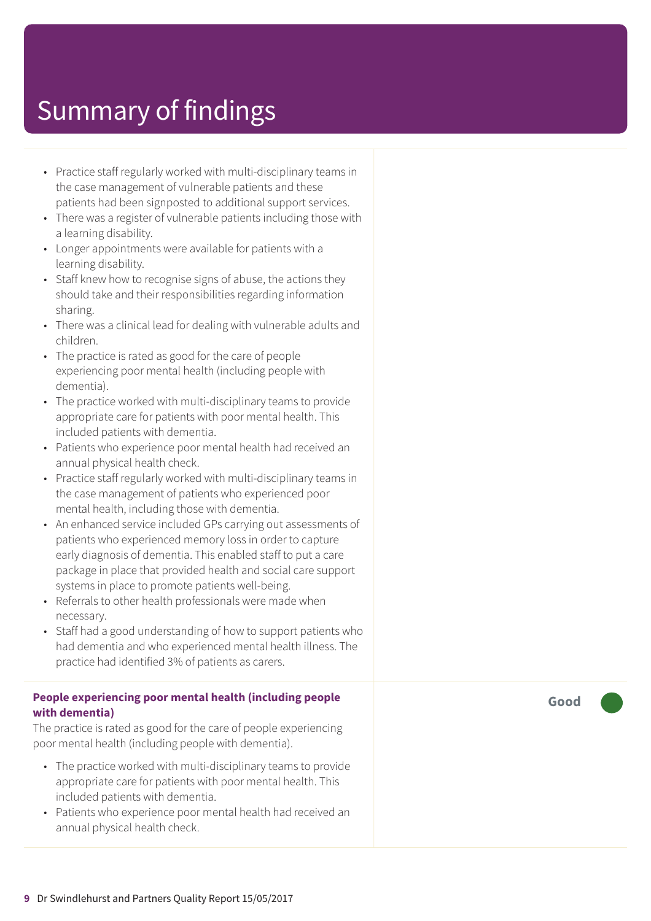# Summary of findings

- Practice staff regularly worked with multi-disciplinary teams in the case management of vulnerable patients and these patients had been signposted to additional support services.
- There was a register of vulnerable patients including those with a learning disability.
- Longer appointments were available for patients with a learning disability.
- Staff knew how to recognise signs of abuse, the actions they should take and their responsibilities regarding information sharing.
- There was a clinical lead for dealing with vulnerable adults and children.
- The practice is rated as good for the care of people experiencing poor mental health (including people with dementia).
- The practice worked with multi-disciplinary teams to provide appropriate care for patients with poor mental health. This included patients with dementia.
- Patients who experience poor mental health had received an annual physical health check.
- Practice staff regularly worked with multi-disciplinary teams in the case management of patients who experienced poor mental health, including those with dementia.
- An enhanced service included GPs carrying out assessments of patients who experienced memory loss in order to capture early diagnosis of dementia. This enabled staff to put a care package in place that provided health and social care support systems in place to promote patients well-being.
- Referrals to other health professionals were made when necessary.
- Staff had a good understanding of how to support patients who had dementia and who experienced mental health illness. The practice had identified 3% of patients as carers.

**People experiencing poor mental health (including people with dementia)** — **Good**

The practice is rated as good for the care of people experiencing poor mental health (including people with dementia).

- The practice worked with multi-disciplinary teams to provide appropriate care for patients with poor mental health. This included patients with dementia.
- Patients who experience poor mental health had received an annual physical health check.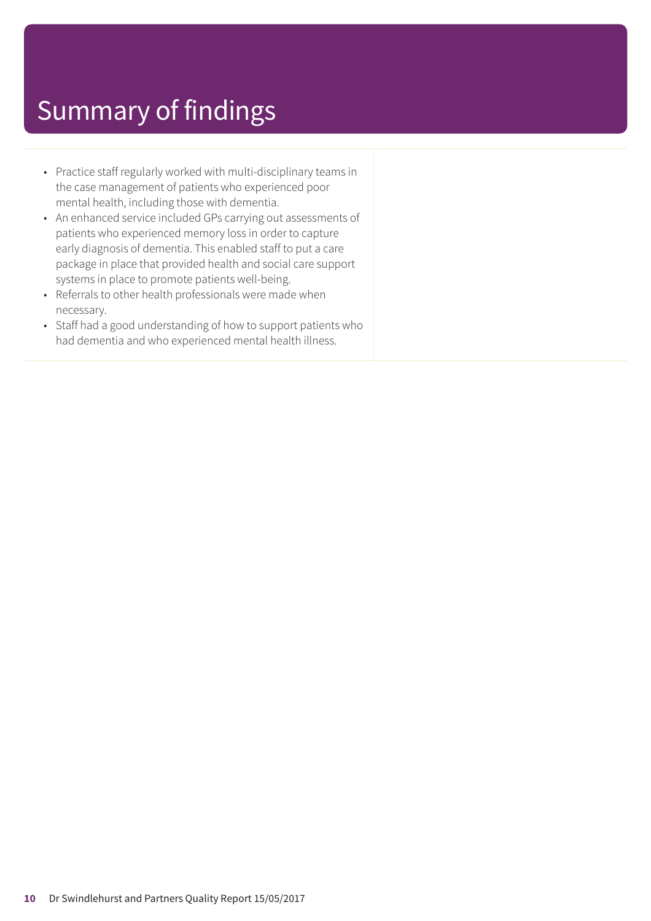# Summary of findings

- Practice staff regularly worked with multi-disciplinary teams in the case management of patients who experienced poor mental health, including those with dementia.
- An enhanced service included GPs carrying out assessments of patients who experienced memory loss in order to capture early diagnosis of dementia. This enabled staff to put a care package in place that provided health and social care support systems in place to promote patients well-being.
- Referrals to other health professionals were made when necessary.
- Staff had a good understanding of how to support patients who had dementia and who experienced mental health illness.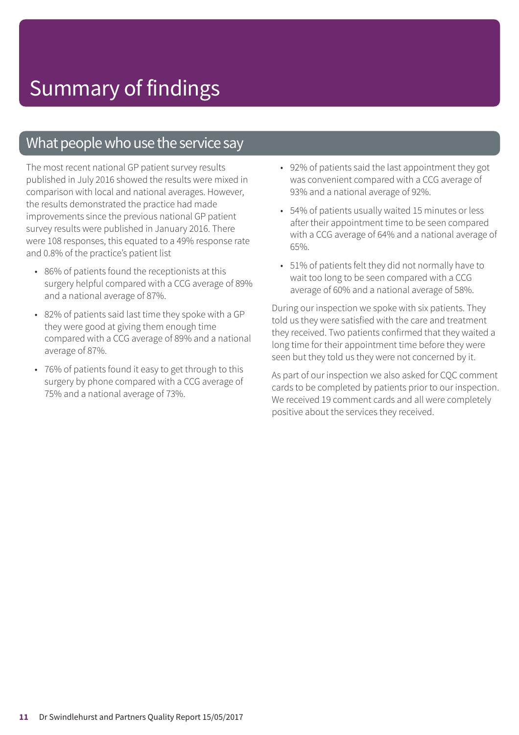# Summary of findings

## What people who use the service say

The most recent national GP patient survey results published in July 2016 showed the results were mixed in comparison with local and national averages. However, the results demonstrated the practice had made improvements since the previous national GP patient survey results were published in January 2016. There were 108 responses, this equated to a 49% response rate and 0.8% of the practice's patient list

- 86% of patients found the receptionists at this surgery helpful compared with a CCG average of 89% and a national average of 87%.
- 82% of patients said last time they spoke with a GP they were good at giving them enough time compared with a CCG average of 89% and a national average of 87%.
- 76% of patients found it easy to get through to this surgery by phone compared with a CCG average of 75% and a national average of 73%.
- 92% of patients said the last appointment they got was convenient compared with a CCG average of 93% and a national average of 92%.
- 54% of patients usually waited 15 minutes or less after their appointment time to be seen compared with a CCG average of 64% and a national average of 65%.
- 51% of patients felt they did not normally have to wait too long to be seen compared with a CCG average of 60% and a national average of 58%.

During our inspection we spoke with six patients. They told us they were satisfied with the care and treatment they received. Two patients confirmed that they waited a long time for their appointment time before they were seen but they told us they were not concerned by it.

As part of our inspection we also asked for CQC comment cards to be completed by patients prior to our inspection. We received 19 comment cards and all were completely positive about the services they received.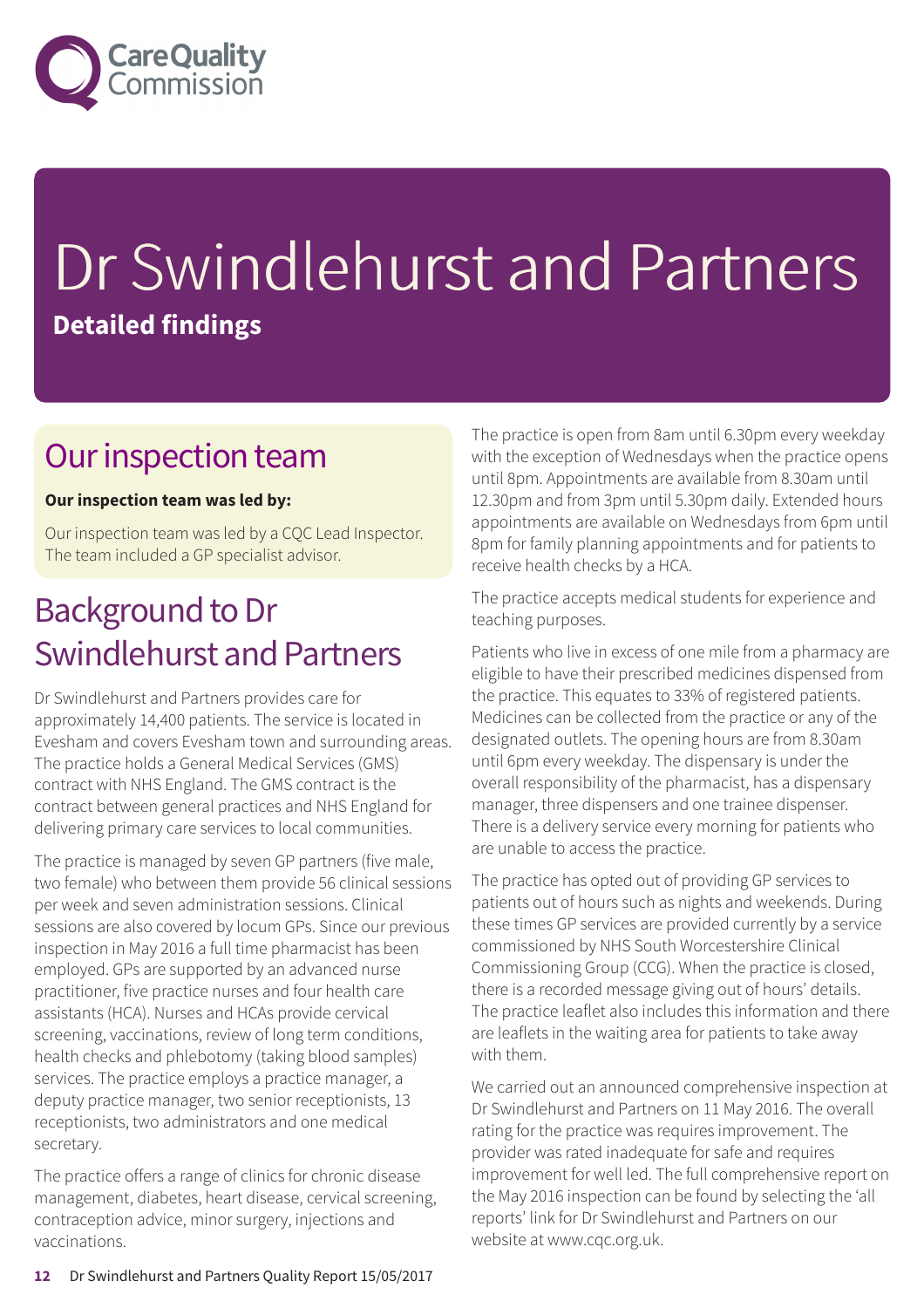# Dr Swindlehurst and Partners

**Detailed findings**

## Our inspection team

**Our inspection team was led by:**

Our inspection team was led by a CQC Lead Inspector. The team included a GP specialist advisor.

## Background to Dr Swindlehurst and Partners

Dr Swindlehurst and Partners provides care for approximately 14,400 patients. The service is located in Evesham and covers Evesham town and surrounding areas. The practice holds a General Medical Services (GMS) contract with NHS England. The GMS contract is the contract between general practices and NHS England for delivering primary care services to local communities.

The practice is managed by seven GP partners (five male, two female) who between them provide 56 clinical sessions per week and seven administration sessions. Clinical sessions are also covered by locum GPs. Since our previous inspection in May 2016 a full time pharmacist has been employed. GPs are supported by an advanced nurse practitioner, five practice nurses and four health care assistants (HCA). Nurses and HCAs provide cervical screening, vaccinations, review of long term conditions, health checks and phlebotomy (taking blood samples) services. The practice employs a practice manager, a deputy practice manager, two senior receptionists, 13 receptionists, two administrators and one medical secretary.

The practice offers a range of clinics for chronic disease management, diabetes, heart disease, cervical screening, contraception advice, minor surgery, injections and vaccinations.

The practice is open from 8am until 6.30pm every weekday with the exception of Wednesdays when the practice opens until 8pm. Appointments are available from 8.30am until 12.30pm and from 3pm until 5.30pm daily. Extended hours appointments are available on Wednesdays from 6pm until 8pm for family planning appointments and for patients to receive health checks by a HCA.

The practice accepts medical students for experience and teaching purposes.

Patients who live in excess of one mile from a pharmacy are eligible to have their prescribed medicines dispensed from the practice. This equates to 33% of registered patients. Medicines can be collected from the practice or any of the designated outlets. The opening hours are from 8.30am until 6pm every weekday. The dispensary is under the overall responsibility of the pharmacist, has a dispensary manager, three dispensers and one trainee dispenser. There is a delivery service every morning for patients who are unable to access the practice.

The practice has opted out of providing GP services to patients out of hours such as nights and weekends. During these times GP services are provided currently by a service commissioned by NHS South Worcestershire Clinical Commissioning Group (CCG). When the practice is closed, there is a recorded message giving out of hours' details. The practice leaflet also includes this information and there are leaflets in the waiting area for patients to take away with them.

We carried out an announced comprehensive inspection at Dr Swindlehurst and Partners on 11 May 2016. The overall rating for the practice was requires improvement. The provider was rated inadequate for safe and requires improvement for well led. The full comprehensive report on the May 2016 inspection can be found by selecting the 'all reports' link for Dr Swindlehurst and Partners on our website at www.cqc.org.uk.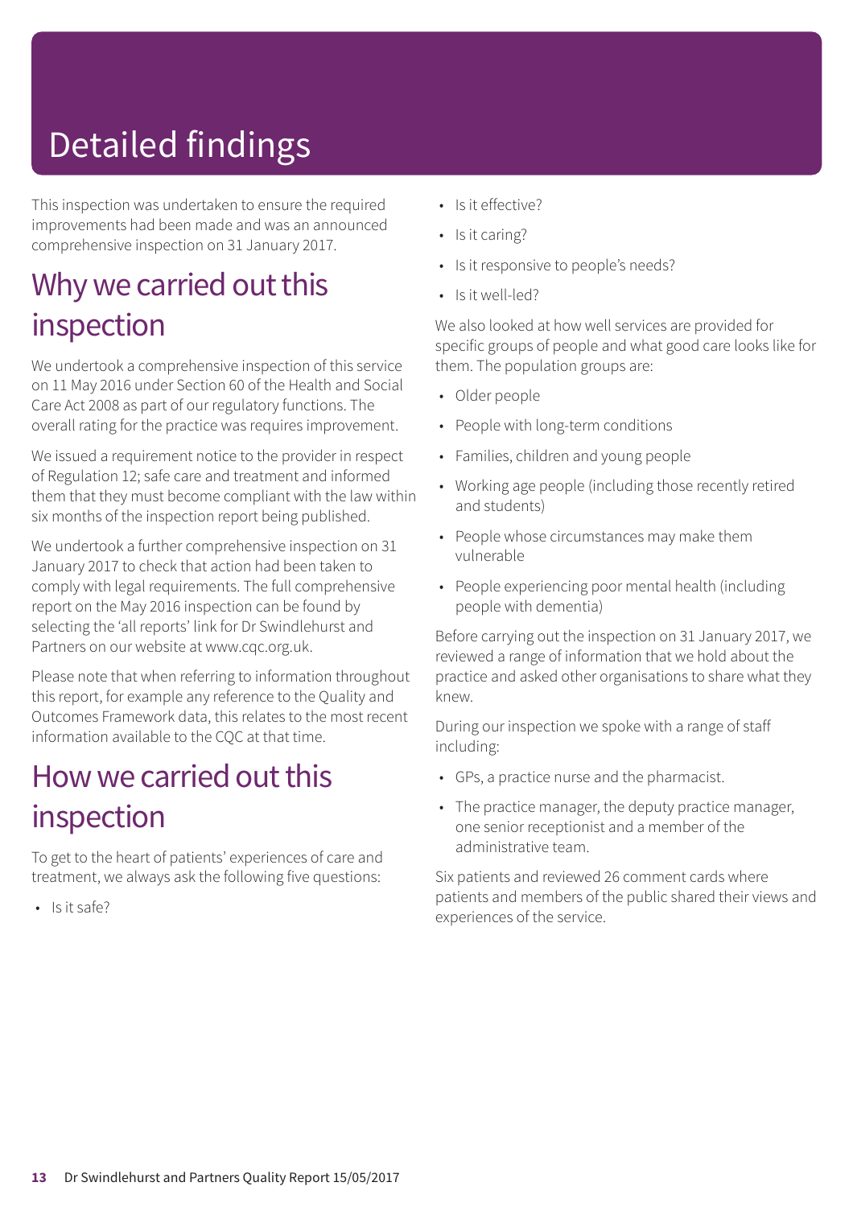# Detailed findings

This inspection was undertaken to ensure the required improvements had been made and was an announced comprehensive inspection on 31 January 2017.

## Why we carried out this inspection

We undertook a comprehensive inspection of this service on 11 May 2016 under Section 60 of the Health and Social Care Act 2008 as part of our regulatory functions. The overall rating for the practice was requires improvement.

We issued a requirement notice to the provider in respect of Regulation 12; safe care and treatment and informed them that they must become compliant with the law within six months of the inspection report being published.

We undertook a further comprehensive inspection on 31 January 2017 to check that action had been taken to comply with legal requirements. The full comprehensive report on the May 2016 inspection can be found by selecting the 'all reports' link for Dr Swindlehurst and Partners on our website at www.cqc.org.uk.

Please note that when referring to information throughout this report, for example any reference to the Quality and Outcomes Framework data, this relates to the most recent information available to the CQC at that time.

## How we carried out this inspection

To get to the heart of patients' experiences of care and treatment, we always ask the following five questions:

- Is it safe?
- Is it effective?
- Is it caring?
- Is it responsive to people's needs?
- Is it well-led?

We also looked at how well services are provided for specific groups of people and what good care looks like for them. The population groups are:

- Older people
- People with long-term conditions
- Families, children and young people
- Working age people (including those recently retired and students)
- People whose circumstances may make them vulnerable
- People experiencing poor mental health (including people with dementia)

Before carrying out the inspection on 31 January 2017, we reviewed a range of information that we hold about the practice and asked other organisations to share what they knew.

During our inspection we spoke with a range of staff including:

- GPs, a practice nurse and the pharmacist.
- The practice manager, the deputy practice manager, one senior receptionist and a member of the administrative team.

Six patients and reviewed 26 comment cards where patients and members of the public shared their views and experiences of the service.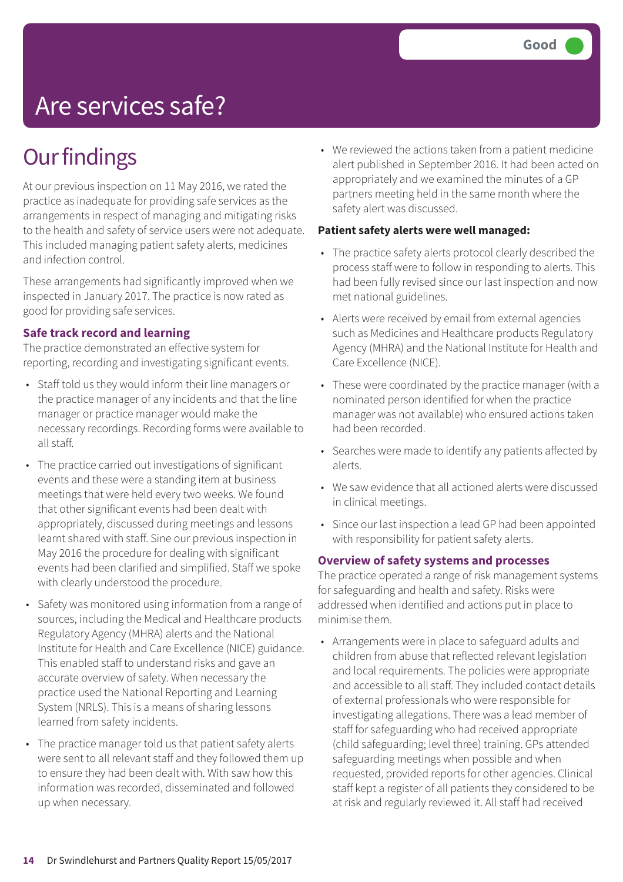Good

# Are services safe?

## Our findings

At our previous inspection on 11 May 2016, we rated the practice as inadequate for providing safe services as the arrangements in respect of managing and mitigating risks to the health and safety of service users were not adequate. This included managing patient safety alerts, medicines and infection control.

These arrangements had significantly improved when we inspected in January 2017. The practice is now rated as good for providing safe services.

### Safe track record and learning

The practice demonstrated an effective system for reporting, recording and investigating significant events.

- Staff told us they would inform their line managers or the practice manager of any incidents and that the line manager or practice manager would make the necessary recordings. Recording forms were available to all staff.
- The practice carried out investigations of significant events and these were a standing item at business meetings that were held every two weeks. We found that other significant events had been dealt with appropriately, discussed during meetings and lessons learnt shared with staff. Sine our previous inspection in May 2016 the procedure for dealing with significant events had been clarified and simplified. Staff we spoke with clearly understood the procedure.
- Safety was monitored using information from a range of sources, including the Medical and Healthcare products Regulatory Agency (MHRA) alerts and the National Institute for Health and Care Excellence (NICE) guidance. This enabled staff to understand risks and gave an accurate overview of safety. When necessary the practice used the National Reporting and Learning System (NRLS). This is a means of sharing lessons learned from safety incidents.
- The practice manager told us that patient safety alerts were sent to all relevant staff and they followed them up to ensure they had been dealt with. With saw how this information was recorded, disseminated and followed up when necessary.
- We reviewed the actions taken from a patient medicine alert published in September 2016. It had been acted on appropriately and we examined the minutes of a GP partners meeting held in the same month where the safety alert was discussed.

**Patient safety alerts were well managed:**

- The practice safety alerts protocol clearly described the process staff were to follow in responding to alerts. This had been fully revised since our last inspection and now met national guidelines.
- Alerts were received by email from external agencies such as Medicines and Healthcare products Regulatory Agency (MHRA) and the National Institute for Health and Care Excellence (NICE).
- These were coordinated by the practice manager (with a nominated person identified for when the practice manager was not available) who ensured actions taken had been recorded.
- Searches were made to identify any patients affected by alerts.
- We saw evidence that all actioned alerts were discussed in clinical meetings.
- Since our last inspection a lead GP had been appointed with responsibility for patient safety alerts.

### Overview of safety systems and processes

The practice operated a range of risk management systems for safeguarding and health and safety. Risks were addressed when identified and actions put in place to minimise them.

- Arrangements were in place to safeguard adults and children from abuse that reflected relevant legislation and local requirements. The policies were appropriate and accessible to all staff. They included contact details of external professionals who were responsible for investigating allegations. There was a lead member of staff for safeguarding who had received appropriate (child safeguarding; level three) training. GPs attended safeguarding meetings when possible and when requested, provided reports for other agencies. Clinical staff kept a register of all patients they considered to be at risk and regularly reviewed it. All staff had received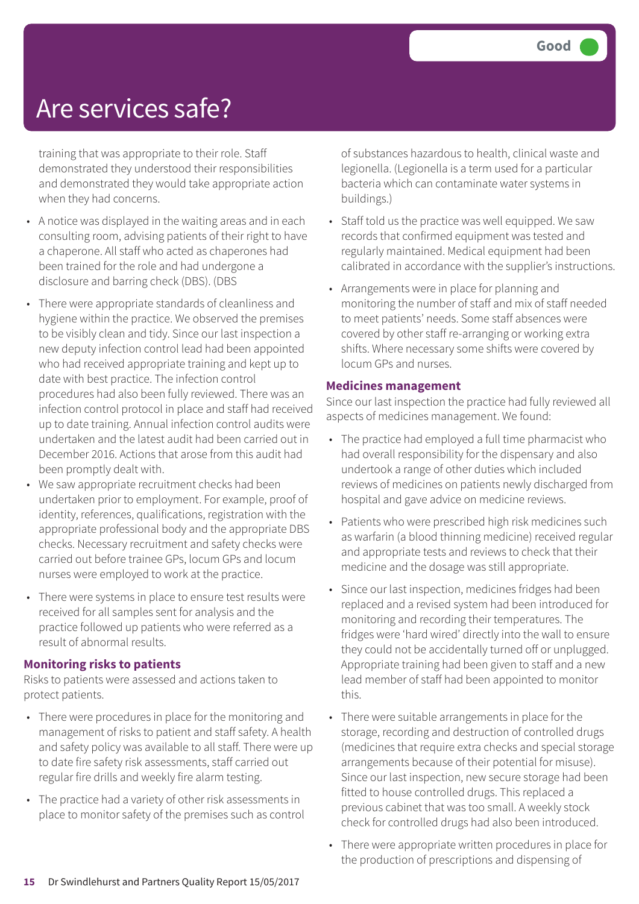# Are services safe?

Good

training that was appropriate to their role. Staff demonstrated they understood their responsibilities and demonstrated they would take appropriate action when they had concerns.

- A notice was displayed in the waiting areas and in each consulting room, advising patients of their right to have a chaperone. All staff who acted as chaperones had been trained for the role and had undergone a disclosure and barring check (DBS). (DBS
- There were appropriate standards of cleanliness and hygiene within the practice. We observed the premises to be visibly clean and tidy. Since our last inspection a new deputy infection control lead had been appointed who had received appropriate training and kept up to date with best practice. The infection control procedures had also been fully reviewed. There was an infection control protocol in place and staff had received up to date training. Annual infection control audits were undertaken and the latest audit had been carried out in December 2016. Actions that arose from this audit had been promptly dealt with.
- We saw appropriate recruitment checks had been undertaken prior to employment. For example, proof of identity, references, qualifications, registration with the appropriate professional body and the appropriate DBS checks. Necessary recruitment and safety checks were carried out before trainee GPs, locum GPs and locum nurses were employed to work at the practice.
- There were systems in place to ensure test results were received for all samples sent for analysis and the practice followed up patients who were referred as a result of abnormal results.

### Monitoring risks to patients

Risks to patients were assessed and actions taken to protect patients.

- There were procedures in place for the monitoring and management of risks to patient and staff safety. A health and safety policy was available to all staff. There were up to date fire safety risk assessments, staff carried out regular fire drills and weekly fire alarm testing.
- The practice had a variety of other risk assessments in place to monitor safety of the premises such as control of substances hazardous to health, clinical waste and legionella. (Legionella is a term used for a particular bacteria which can contaminate water systems in buildings.)
- Staff told us the practice was well equipped. We saw records that confirmed equipment was tested and regularly maintained. Medical equipment had been calibrated in accordance with the supplier's instructions.
- Arrangements were in place for planning and monitoring the number of staff and mix of staff needed to meet patients' needs. Some staff absences were covered by other staff re-arranging or working extra shifts. Where necessary some shifts were covered by locum GPs and nurses.

### Medicines management

Since our last inspection the practice had fully reviewed all aspects of medicines management. We found:

- The practice had employed a full time pharmacist who had overall responsibility for the dispensary and also undertook a range of other duties which included reviews of medicines on patients newly discharged from hospital and gave advice on medicine reviews.
- Patients who were prescribed high risk medicines such as warfarin (a blood thinning medicine) received regular and appropriate tests and reviews to check that their medicine and the dosage was still appropriate.
- Since our last inspection, medicines fridges had been replaced and a revised system had been introduced for monitoring and recording their temperatures. The fridges were 'hard wired' directly into the wall to ensure they could not be accidentally turned off or unplugged. Appropriate training had been given to staff and a new lead member of staff had been appointed to monitor this.
- There were suitable arrangements in place for the storage, recording and destruction of controlled drugs (medicines that require extra checks and special storage arrangements because of their potential for misuse). Since our last inspection, new secure storage had been fitted to house controlled drugs. This replaced a previous cabinet that was too small. A weekly stock check for controlled drugs had also been introduced.
- There were appropriate written procedures in place for the production of prescriptions and dispensing of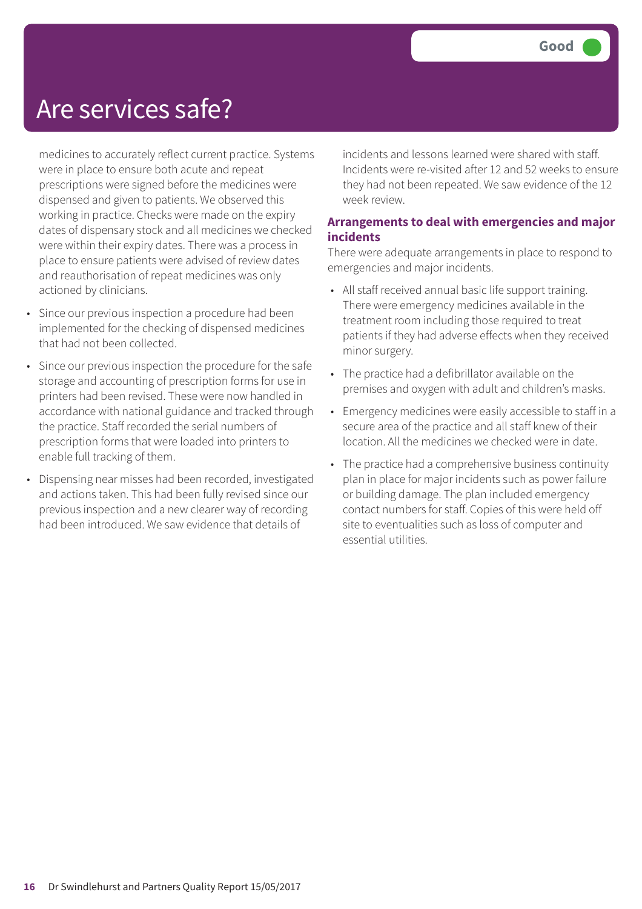# Are services safe?

Good

medicines to accurately reflect current practice. Systems were in place to ensure both acute and repeat prescriptions were signed before the medicines were dispensed and given to patients. We observed this working in practice. Checks were made on the expiry dates of dispensary stock and all medicines we checked were within their expiry dates. There was a process in place to ensure patients were advised of review dates and reauthorisation of repeat medicines was only actioned by clinicians.

- Since our previous inspection a procedure had been implemented for the checking of dispensed medicines that had not been collected.
- Since our previous inspection the procedure for the safe storage and accounting of prescription forms for use in printers had been revised. These were now handled in accordance with national guidance and tracked through the practice. Staff recorded the serial numbers of prescription forms that were loaded into printers to enable full tracking of them.
- Dispensing near misses had been recorded, investigated and actions taken. This had been fully revised since our previous inspection and a new clearer way of recording had been introduced. We saw evidence that details of incidents and lessons learned were shared with staff. Incidents were re-visited after 12 and 52 weeks to ensure they had not been repeated. We saw evidence of the 12 week review.

### Arrangements to deal with emergencies and major incidents

There were adequate arrangements in place to respond to emergencies and major incidents.

- All staff received annual basic life support training. There were emergency medicines available in the treatment room including those required to treat patients if they had adverse effects when they received minor surgery.
- The practice had a defibrillator available on the premises and oxygen with adult and children's masks.
- Emergency medicines were easily accessible to staff in a secure area of the practice and all staff knew of their location. All the medicines we checked were in date.
- The practice had a comprehensive business continuity plan in place for major incidents such as power failure or building damage. The plan included emergency contact numbers for staff. Copies of this were held off site to eventualities such as loss of computer and essential utilities.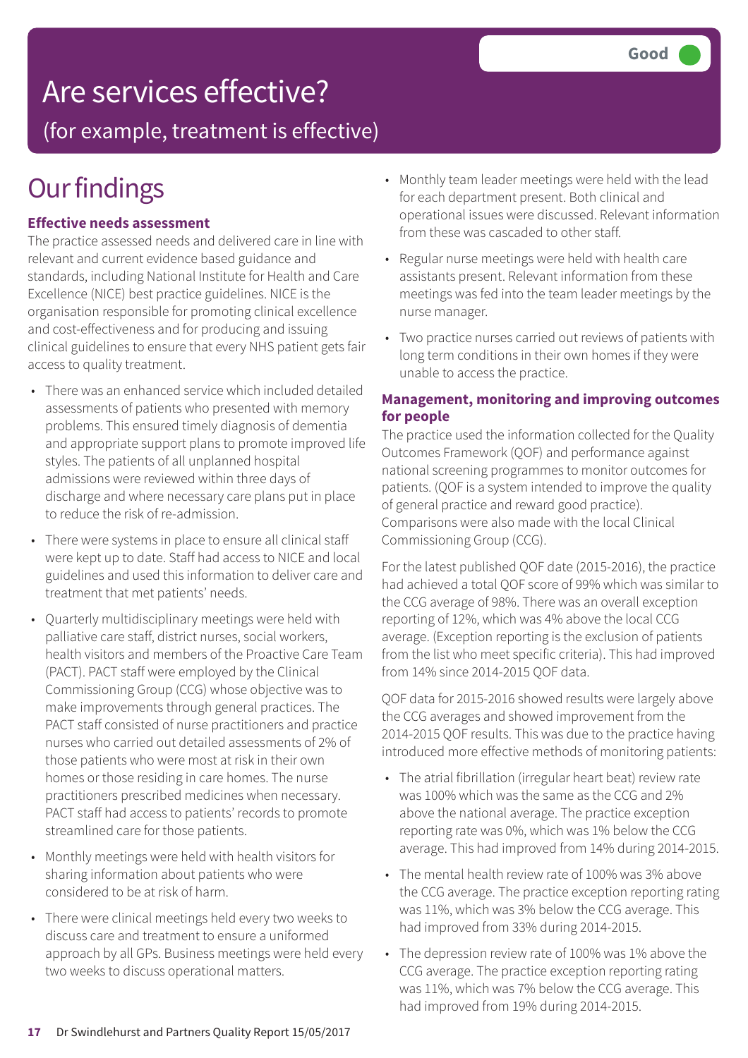# Are services effective?

## (for example, treatment is effective)

Good

# Our findings

### Effective needs assessment

The practice assessed needs and delivered care in line with relevant and current evidence based guidance and standards, including National Institute for Health and Care Excellence (NICE) best practice guidelines. NICE is the organisation responsible for promoting clinical excellence and cost-effectiveness and for producing and issuing clinical guidelines to ensure that every NHS patient gets fair access to quality treatment.

- There was an enhanced service which included detailed assessments of patients who presented with memory problems. This ensured timely diagnosis of dementia and appropriate support plans to promote improved life styles. The patients of all unplanned hospital admissions were reviewed within three days of discharge and where necessary care plans put in place to reduce the risk of re-admission.
- There were systems in place to ensure all clinical staff were kept up to date. Staff had access to NICE and local guidelines and used this information to deliver care and treatment that met patients' needs.
- Quarterly multidisciplinary meetings were held with palliative care staff, district nurses, social workers, health visitors and members of the Proactive Care Team (PACT). PACT staff were employed by the Clinical Commissioning Group (CCG) whose objective was to make improvements through general practices. The PACT staff consisted of nurse practitioners and practice nurses who carried out detailed assessments of 2% of those patients who were most at risk in their own homes or those residing in care homes. The nurse practitioners prescribed medicines when necessary. PACT staff had access to patients' records to promote streamlined care for those patients.
- Monthly meetings were held with health visitors for sharing information about patients who were considered to be at risk of harm.
- There were clinical meetings held every two weeks to discuss care and treatment to ensure a uniformed approach by all GPs. Business meetings were held every two weeks to discuss operational matters.
- Monthly team leader meetings were held with the lead for each department present. Both clinical and operational issues were discussed. Relevant information from these was cascaded to other staff.
- Regular nurse meetings were held with health care assistants present. Relevant information from these meetings was fed into the team leader meetings by the nurse manager.
- Two practice nurses carried out reviews of patients with long term conditions in their own homes if they were unable to access the practice.

### Management, monitoring and improving outcomes for people

The practice used the information collected for the Quality Outcomes Framework (QOF) and performance against national screening programmes to monitor outcomes for patients. (QOF is a system intended to improve the quality of general practice and reward good practice). Comparisons were also made with the local Clinical Commissioning Group (CCG).

For the latest published QOF date (2015-2016), the practice had achieved a total QOF score of 99% which was similar to the CCG average of 98%. There was an overall exception reporting of 12%, which was 4% above the local CCG average. (Exception reporting is the exclusion of patients from the list who meet specific criteria). This had improved from 14% since 2014-2015 QOF data.

QOF data for 2015-2016 showed results were largely above the CCG averages and showed improvement from the 2014-2015 QOF results. This was due to the practice having introduced more effective methods of monitoring patients:

- The atrial fibrillation (irregular heart beat) review rate was 100% which was the same as the CCG and 2% above the national average. The practice exception reporting rate was 0%, which was 1% below the CCG average. This had improved from 14% during 2014-2015.
- The mental health review rate of 100% was 3% above the CCG average. The practice exception reporting rating was 11%, which was 3% below the CCG average. This had improved from 33% during 2014-2015.
- The depression review rate of 100% was 1% above the CCG average. The practice exception reporting rating was 11%, which was 7% below the CCG average. This had improved from 19% during 2014-2015.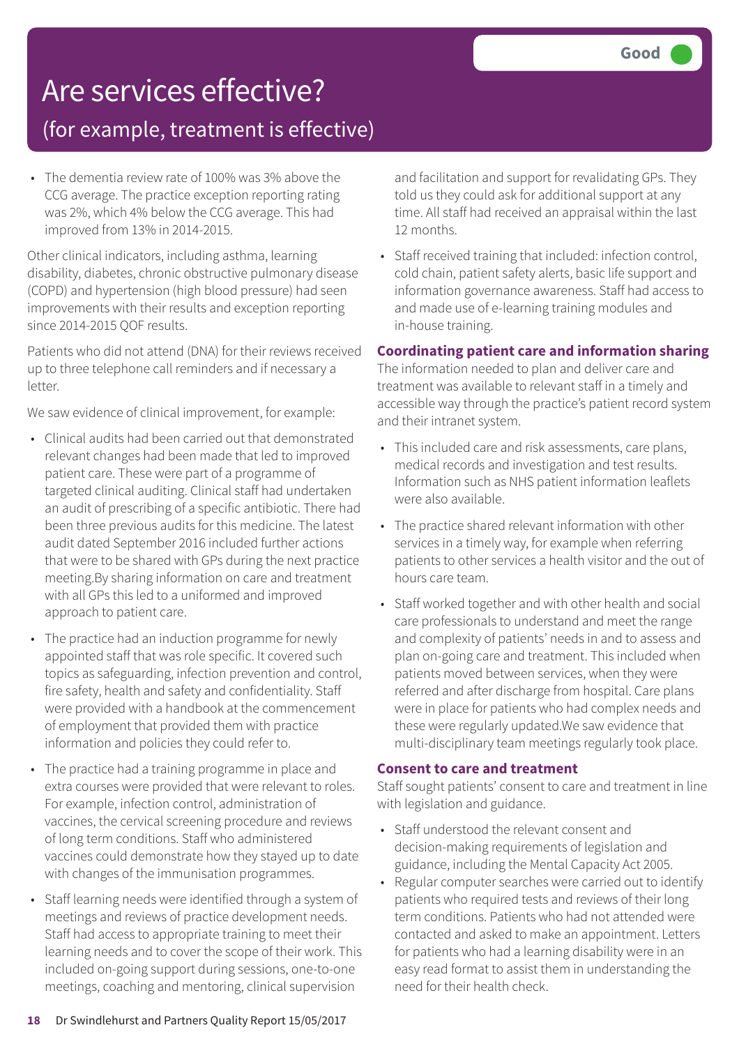# Are services effective?

## (for example, treatment is effective)

Good

- The dementia review rate of 100% was 3% above the CCG average. The practice exception reporting rating was 2%, which 4% below the CCG average. This had improved from 13% in 2014-2015.

Other clinical indicators, including asthma, learning disability, diabetes, chronic obstructive pulmonary disease (COPD) and hypertension (high blood pressure) had seen improvements with their results and exception reporting since 2014-2015 QOF results.

Patients who did not attend (DNA) for their reviews received up to three telephone call reminders and if necessary a letter.

We saw evidence of clinical improvement, for example:

- Clinical audits had been carried out that demonstrated relevant changes had been made that led to improved patient care. These were part of a programme of targeted clinical auditing. Clinical staff had undertaken an audit of prescribing of a specific antibiotic. There had been three previous audits for this medicine. The latest audit dated September 2016 included further actions that were to be shared with GPs during the next practice meeting.By sharing information on care and treatment with all GPs this led to a uniformed and improved approach to patient care.
- The practice had an induction programme for newly appointed staff that was role specific. It covered such topics as safeguarding, infection prevention and control, fire safety, health and safety and confidentiality. Staff were provided with a handbook at the commencement of employment that provided them with practice information and policies they could refer to.
- The practice had a training programme in place and extra courses were provided that were relevant to roles. For example, infection control, administration of vaccines, the cervical screening procedure and reviews of long term conditions. Staff who administered vaccines could demonstrate how they stayed up to date with changes of the immunisation programmes.
- Staff learning needs were identified through a system of meetings and reviews of practice development needs. Staff had access to appropriate training to meet their learning needs and to cover the scope of their work. This included on-going support during sessions, one-to-one meetings, coaching and mentoring, clinical supervision and facilitation and support for revalidating GPs. They told us they could ask for additional support at any time. All staff had received an appraisal within the last 12 months.
- Staff received training that included: infection control, cold chain, patient safety alerts, basic life support and information governance awareness. Staff had access to and made use of e-learning training modules and in-house training.

### Coordinating patient care and information sharing

The information needed to plan and deliver care and treatment was available to relevant staff in a timely and accessible way through the practice's patient record system and their intranet system.

- This included care and risk assessments, care plans, medical records and investigation and test results. Information such as NHS patient information leaflets were also available.
- The practice shared relevant information with other services in a timely way, for example when referring patients to other services a health visitor and the out of hours care team.
- Staff worked together and with other health and social care professionals to understand and meet the range and complexity of patients' needs in and to assess and plan on-going care and treatment. This included when patients moved between services, when they were referred and after discharge from hospital. Care plans were in place for patients who had complex needs and these were regularly updated.We saw evidence that multi-disciplinary team meetings regularly took place.

### Consent to care and treatment

Staff sought patients' consent to care and treatment in line with legislation and guidance.

- Staff understood the relevant consent and decision-making requirements of legislation and guidance, including the Mental Capacity Act 2005.
- Regular computer searches were carried out to identify patients who required tests and reviews of their long term conditions. Patients who had not attended were contacted and asked to make an appointment. Letters for patients who had a learning disability were in an easy read format to assist them in understanding the need for their health check.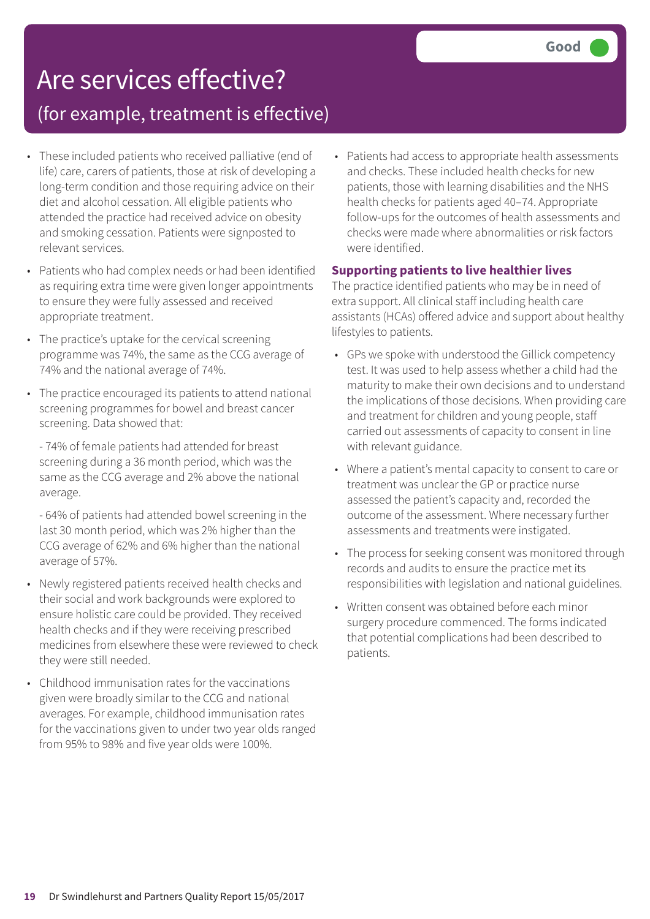# Are services effective?

## (for example, treatment is effective)

**Good**

- These included patients who received palliative (end of life) care, carers of patients, those at risk of developing a long-term condition and those requiring advice on their diet and alcohol cessation. All eligible patients who attended the practice had received advice on obesity and smoking cessation. Patients were signposted to relevant services.
- Patients who had complex needs or had been identified as requiring extra time were given longer appointments to ensure they were fully assessed and received appropriate treatment.
- The practice's uptake for the cervical screening programme was 74%, the same as the CCG average of 74% and the national average of 74%.
- The practice encouraged its patients to attend national screening programmes for bowel and breast cancer screening. Data showed that:

  - 74% of female patients had attended for breast screening during a 36 month period, which was the same as the CCG average and 2% above the national average.

  - 64% of patients had attended bowel screening in the last 30 month period, which was 2% higher than the CCG average of 62% and 6% higher than the national average of 57%.
- Newly registered patients received health checks and their social and work backgrounds were explored to ensure holistic care could be provided. They received health checks and if they were receiving prescribed medicines from elsewhere these were reviewed to check they were still needed.
- Childhood immunisation rates for the vaccinations given were broadly similar to the CCG and national averages. For example, childhood immunisation rates for the vaccinations given to under two year olds ranged from 95% to 98% and five year olds were 100%.
- Patients had access to appropriate health assessments and checks. These included health checks for new patients, those with learning disabilities and the NHS health checks for patients aged 40–74. Appropriate follow-ups for the outcomes of health assessments and checks were made where abnormalities or risk factors were identified.

**Supporting patients to live healthier lives**

The practice identified patients who may be in need of extra support. All clinical staff including health care assistants (HCAs) offered advice and support about healthy lifestyles to patients.

- GPs we spoke with understood the Gillick competency test. It was used to help assess whether a child had the maturity to make their own decisions and to understand the implications of those decisions. When providing care and treatment for children and young people, staff carried out assessments of capacity to consent in line with relevant guidance.
- Where a patient's mental capacity to consent to care or treatment was unclear the GP or practice nurse assessed the patient's capacity and, recorded the outcome of the assessment. Where necessary further assessments and treatments were instigated.
- The process for seeking consent was monitored through records and audits to ensure the practice met its responsibilities with legislation and national guidelines.
- Written consent was obtained before each minor surgery procedure commenced. The forms indicated that potential complications had been described to patients.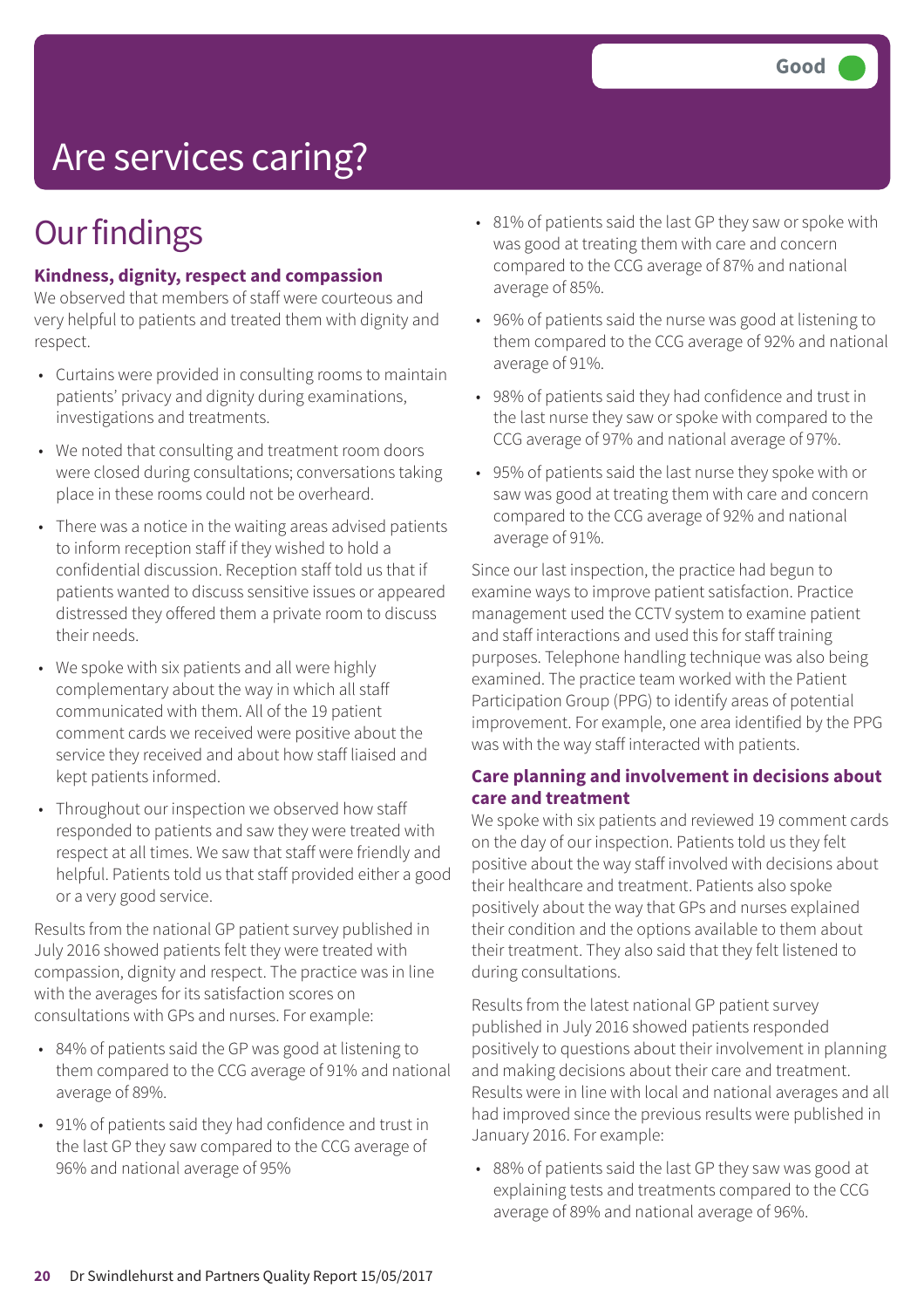Good

# Are services caring?

## Our findings

### Kindness, dignity, respect and compassion

We observed that members of staff were courteous and very helpful to patients and treated them with dignity and respect.

- Curtains were provided in consulting rooms to maintain patients' privacy and dignity during examinations, investigations and treatments.
- We noted that consulting and treatment room doors were closed during consultations; conversations taking place in these rooms could not be overheard.
- There was a notice in the waiting areas advised patients to inform reception staff if they wished to hold a confidential discussion. Reception staff told us that if patients wanted to discuss sensitive issues or appeared distressed they offered them a private room to discuss their needs.
- We spoke with six patients and all were highly complementary about the way in which all staff communicated with them. All of the 19 patient comment cards we received were positive about the service they received and about how staff liaised and kept patients informed.
- Throughout our inspection we observed how staff responded to patients and saw they were treated with respect at all times. We saw that staff were friendly and helpful. Patients told us that staff provided either a good or a very good service.

Results from the national GP patient survey published in July 2016 showed patients felt they were treated with compassion, dignity and respect. The practice was in line with the averages for its satisfaction scores on consultations with GPs and nurses. For example:

- 84% of patients said the GP was good at listening to them compared to the CCG average of 91% and national average of 89%.
- 91% of patients said they had confidence and trust in the last GP they saw compared to the CCG average of 96% and national average of 95%
- 81% of patients said the last GP they saw or spoke with was good at treating them with care and concern compared to the CCG average of 87% and national average of 85%.
- 96% of patients said the nurse was good at listening to them compared to the CCG average of 92% and national average of 91%.
- 98% of patients said they had confidence and trust in the last nurse they saw or spoke with compared to the CCG average of 97% and national average of 97%.
- 95% of patients said the last nurse they spoke with or saw was good at treating them with care and concern compared to the CCG average of 92% and national average of 91%.

Since our last inspection, the practice had begun to examine ways to improve patient satisfaction. Practice management used the CCTV system to examine patient and staff interactions and used this for staff training purposes. Telephone handling technique was also being examined. The practice team worked with the Patient Participation Group (PPG) to identify areas of potential improvement. For example, one area identified by the PPG was with the way staff interacted with patients.

### Care planning and involvement in decisions about care and treatment

We spoke with six patients and reviewed 19 comment cards on the day of our inspection. Patients told us they felt positive about the way staff involved with decisions about their healthcare and treatment. Patients also spoke positively about the way that GPs and nurses explained their condition and the options available to them about their treatment. They also said that they felt listened to during consultations.

Results from the latest national GP patient survey published in July 2016 showed patients responded positively to questions about their involvement in planning and making decisions about their care and treatment. Results were in line with local and national averages and all had improved since the previous results were published in January 2016. For example:

- 88% of patients said the last GP they saw was good at explaining tests and treatments compared to the CCG average of 89% and national average of 96%.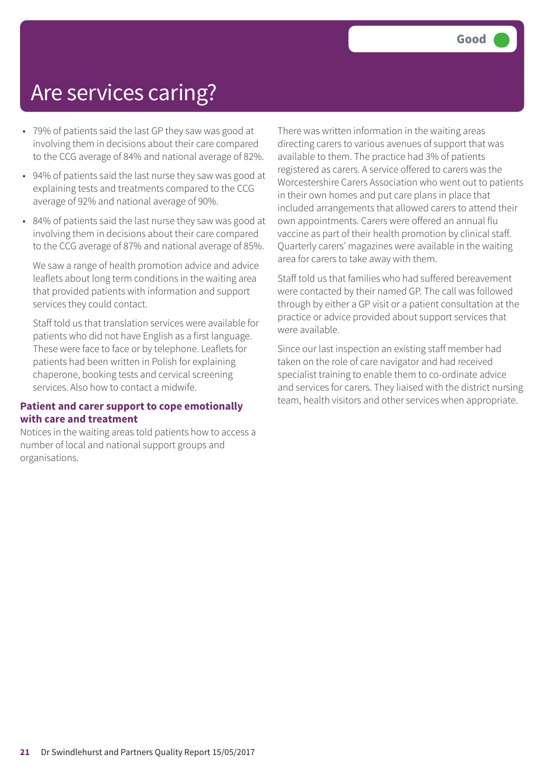# Are services caring?

Good

- 79% of patients said the last GP they saw was good at involving them in decisions about their care compared to the CCG average of 84% and national average of 82%.
- 94% of patients said the last nurse they saw was good at explaining tests and treatments compared to the CCG average of 92% and national average of 90%.
- 84% of patients said the last nurse they saw was good at involving them in decisions about their care compared to the CCG average of 87% and national average of 85%.

We saw a range of health promotion advice and advice leaflets about long term conditions in the waiting area that provided patients with information and support services they could contact.

Staff told us that translation services were available for patients who did not have English as a first language. These were face to face or by telephone. Leaflets for patients had been written in Polish for explaining chaperone, booking tests and cervical screening services. Also how to contact a midwife.

### Patient and carer support to cope emotionally with care and treatment

Notices in the waiting areas told patients how to access a number of local and national support groups and organisations.

There was written information in the waiting areas directing carers to various avenues of support that was available to them. The practice had 3% of patients registered as carers. A service offered to carers was the Worcestershire Carers Association who went out to patients in their own homes and put care plans in place that included arrangements that allowed carers to attend their own appointments. Carers were offered an annual flu vaccine as part of their health promotion by clinical staff. Quarterly carers' magazines were available in the waiting area for carers to take away with them.

Staff told us that families who had suffered bereavement were contacted by their named GP. The call was followed through by either a GP visit or a patient consultation at the practice or advice provided about support services that were available.

Since our last inspection an existing staff member had taken on the role of care navigator and had received specialist training to enable them to co-ordinate advice and services for carers. They liaised with the district nursing team, health visitors and other services when appropriate.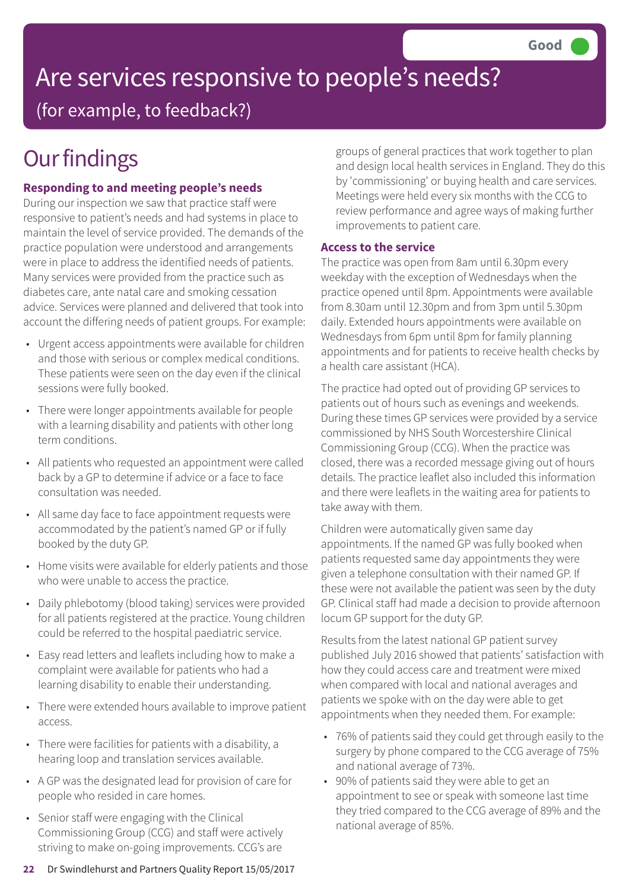Good

# Are services responsive to people's needs?

(for example, to feedback?)

## Our findings

### Responding to and meeting people's needs

During our inspection we saw that practice staff were responsive to patient's needs and had systems in place to maintain the level of service provided. The demands of the practice population were understood and arrangements were in place to address the identified needs of patients. Many services were provided from the practice such as diabetes care, ante natal care and smoking cessation advice. Services were planned and delivered that took into account the differing needs of patient groups. For example:

- Urgent access appointments were available for children and those with serious or complex medical conditions. These patients were seen on the day even if the clinical sessions were fully booked.
- There were longer appointments available for people with a learning disability and patients with other long term conditions.
- All patients who requested an appointment were called back by a GP to determine if advice or a face to face consultation was needed.
- All same day face to face appointment requests were accommodated by the patient's named GP or if fully booked by the duty GP.
- Home visits were available for elderly patients and those who were unable to access the practice.
- Daily phlebotomy (blood taking) services were provided for all patients registered at the practice. Young children could be referred to the hospital paediatric service.
- Easy read letters and leaflets including how to make a complaint were available for patients who had a learning disability to enable their understanding.
- There were extended hours available to improve patient access.
- There were facilities for patients with a disability, a hearing loop and translation services available.
- A GP was the designated lead for provision of care for people who resided in care homes.
- Senior staff were engaging with the Clinical Commissioning Group (CCG) and staff were actively striving to make on-going improvements. CCG's are groups of general practices that work together to plan and design local health services in England. They do this by 'commissioning' or buying health and care services. Meetings were held every six months with the CCG to review performance and agree ways of making further improvements to patient care.

### Access to the service

The practice was open from 8am until 6.30pm every weekday with the exception of Wednesdays when the practice opened until 8pm. Appointments were available from 8.30am until 12.30pm and from 3pm until 5.30pm daily. Extended hours appointments were available on Wednesdays from 6pm until 8pm for family planning appointments and for patients to receive health checks by a health care assistant (HCA).

The practice had opted out of providing GP services to patients out of hours such as evenings and weekends. During these times GP services were provided by a service commissioned by NHS South Worcestershire Clinical Commissioning Group (CCG). When the practice was closed, there was a recorded message giving out of hours details. The practice leaflet also included this information and there were leaflets in the waiting area for patients to take away with them.

Children were automatically given same day appointments. If the named GP was fully booked when patients requested same day appointments they were given a telephone consultation with their named GP. If these were not available the patient was seen by the duty GP. Clinical staff had made a decision to provide afternoon locum GP support for the duty GP.

Results from the latest national GP patient survey published July 2016 showed that patients' satisfaction with how they could access care and treatment were mixed when compared with local and national averages and patients we spoke with on the day were able to get appointments when they needed them. For example:

- 76% of patients said they could get through easily to the surgery by phone compared to the CCG average of 75% and national average of 73%.
- 90% of patients said they were able to get an appointment to see or speak with someone last time they tried compared to the CCG average of 89% and the national average of 85%.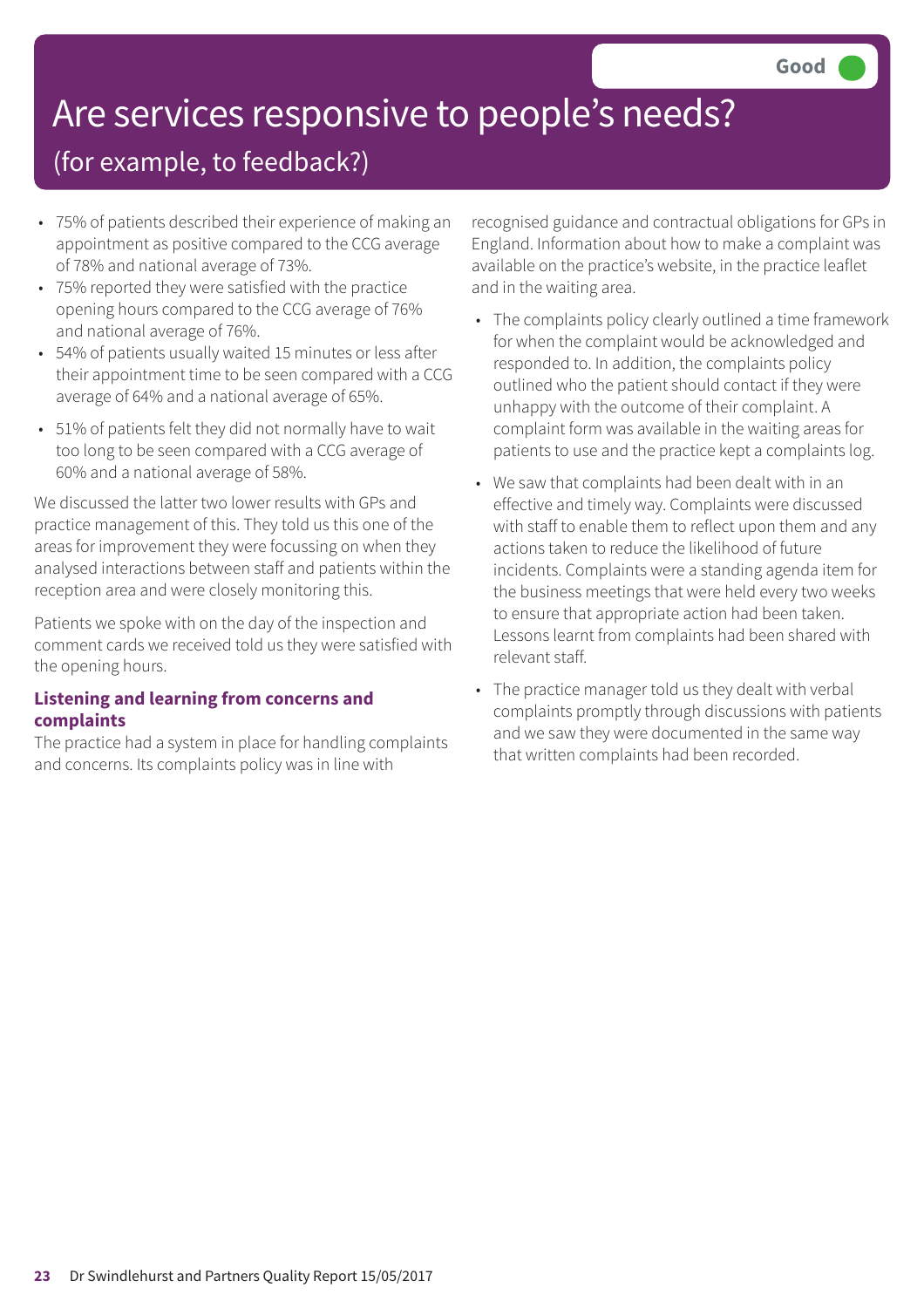# Are services responsive to people's needs?

## (for example, to feedback?)

**Good**

- 75% of patients described their experience of making an appointment as positive compared to the CCG average of 78% and national average of 73%.
- 75% reported they were satisfied with the practice opening hours compared to the CCG average of 76% and national average of 76%.
- 54% of patients usually waited 15 minutes or less after their appointment time to be seen compared with a CCG average of 64% and a national average of 65%.
- 51% of patients felt they did not normally have to wait too long to be seen compared with a CCG average of 60% and a national average of 58%.

We discussed the latter two lower results with GPs and practice management of this. They told us this one of the areas for improvement they were focussing on when they analysed interactions between staff and patients within the reception area and were closely monitoring this.

Patients we spoke with on the day of the inspection and comment cards we received told us they were satisfied with the opening hours.

### Listening and learning from concerns and complaints

The practice had a system in place for handling complaints and concerns. Its complaints policy was in line with recognised guidance and contractual obligations for GPs in England. Information about how to make a complaint was available on the practice's website, in the practice leaflet and in the waiting area.

- The complaints policy clearly outlined a time framework for when the complaint would be acknowledged and responded to. In addition, the complaints policy outlined who the patient should contact if they were unhappy with the outcome of their complaint. A complaint form was available in the waiting areas for patients to use and the practice kept a complaints log.
- We saw that complaints had been dealt with in an effective and timely way. Complaints were discussed with staff to enable them to reflect upon them and any actions taken to reduce the likelihood of future incidents. Complaints were a standing agenda item for the business meetings that were held every two weeks to ensure that appropriate action had been taken. Lessons learnt from complaints had been shared with relevant staff.
- The practice manager told us they dealt with verbal complaints promptly through discussions with patients and we saw they were documented in the same way that written complaints had been recorded.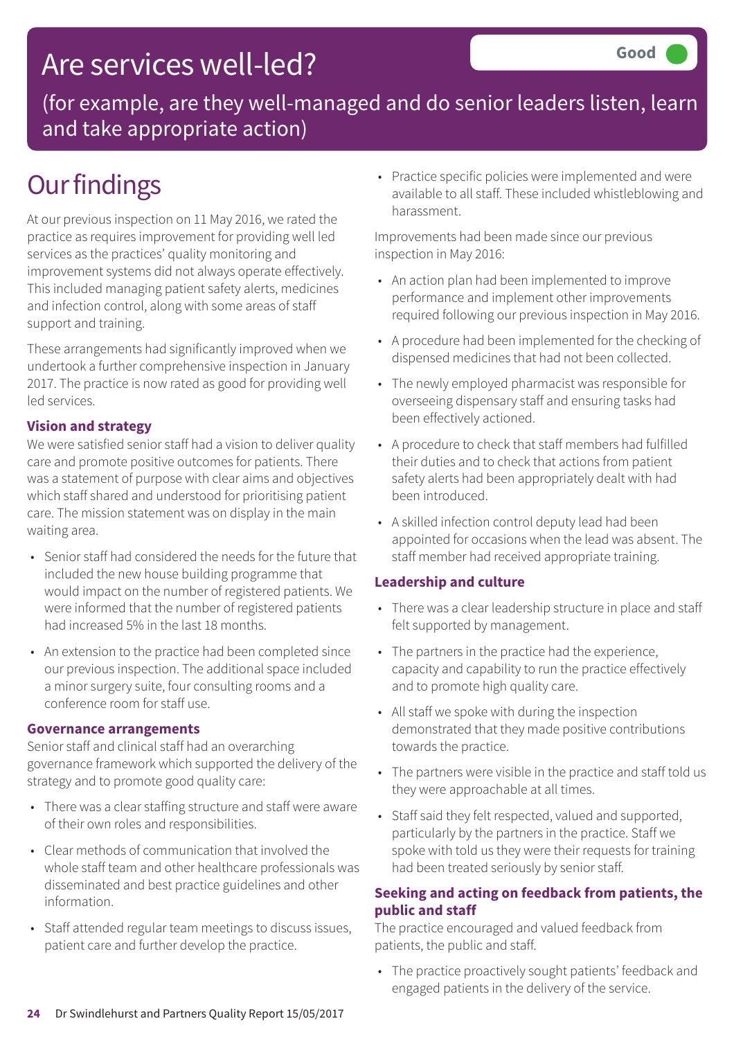# Are services well-led?

**Good**

(for example, are they well-managed and do senior leaders listen, learn and take appropriate action)

# Our findings

At our previous inspection on 11 May 2016, we rated the practice as requires improvement for providing well led services as the practices' quality monitoring and improvement systems did not always operate effectively. This included managing patient safety alerts, medicines and infection control, along with some areas of staff support and training.

These arrangements had significantly improved when we undertook a further comprehensive inspection in January 2017. The practice is now rated as good for providing well led services.

### Vision and strategy

We were satisfied senior staff had a vision to deliver quality care and promote positive outcomes for patients. There was a statement of purpose with clear aims and objectives which staff shared and understood for prioritising patient care. The mission statement was on display in the main waiting area.

- Senior staff had considered the needs for the future that included the new house building programme that would impact on the number of registered patients. We were informed that the number of registered patients had increased 5% in the last 18 months.
- An extension to the practice had been completed since our previous inspection. The additional space included a minor surgery suite, four consulting rooms and a conference room for staff use.

### Governance arrangements

Senior staff and clinical staff had an overarching governance framework which supported the delivery of the strategy and to promote good quality care:

- There was a clear staffing structure and staff were aware of their own roles and responsibilities.
- Clear methods of communication that involved the whole staff team and other healthcare professionals was disseminated and best practice guidelines and other information.
- Staff attended regular team meetings to discuss issues, patient care and further develop the practice.
- Practice specific policies were implemented and were available to all staff. These included whistleblowing and harassment.

Improvements had been made since our previous inspection in May 2016:

- An action plan had been implemented to improve performance and implement other improvements required following our previous inspection in May 2016.
- A procedure had been implemented for the checking of dispensed medicines that had not been collected.
- The newly employed pharmacist was responsible for overseeing dispensary staff and ensuring tasks had been effectively actioned.
- A procedure to check that staff members had fulfilled their duties and to check that actions from patient safety alerts had been appropriately dealt with had been introduced.
- A skilled infection control deputy lead had been appointed for occasions when the lead was absent. The staff member had received appropriate training.

### Leadership and culture

- There was a clear leadership structure in place and staff felt supported by management.
- The partners in the practice had the experience, capacity and capability to run the practice effectively and to promote high quality care.
- All staff we spoke with during the inspection demonstrated that they made positive contributions towards the practice.
- The partners were visible in the practice and staff told us they were approachable at all times.
- Staff said they felt respected, valued and supported, particularly by the partners in the practice. Staff we spoke with told us they were their requests for training had been treated seriously by senior staff.

### Seeking and acting on feedback from patients, the public and staff

The practice encouraged and valued feedback from patients, the public and staff.

- The practice proactively sought patients' feedback and engaged patients in the delivery of the service.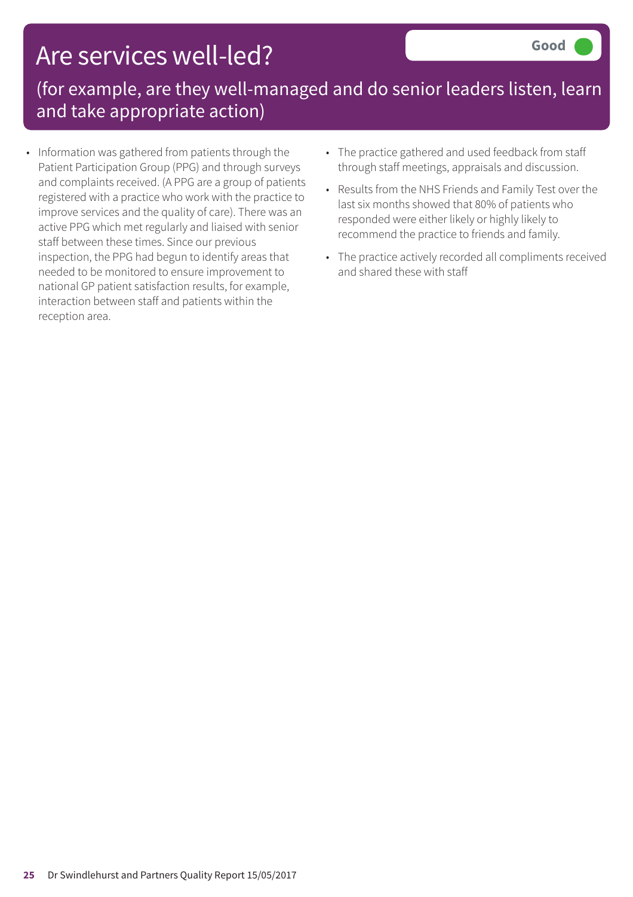# Are services well-led?

**Good**

(for example, are they well-managed and do senior leaders listen, learn and take appropriate action)

- Information was gathered from patients through the Patient Participation Group (PPG) and through surveys and complaints received. (A PPG are a group of patients registered with a practice who work with the practice to improve services and the quality of care). There was an active PPG which met regularly and liaised with senior staff between these times. Since our previous inspection, the PPG had begun to identify areas that needed to be monitored to ensure improvement to national GP patient satisfaction results, for example, interaction between staff and patients within the reception area.
- The practice gathered and used feedback from staff through staff meetings, appraisals and discussion.
- Results from the NHS Friends and Family Test over the last six months showed that 80% of patients who responded were either likely or highly likely to recommend the practice to friends and family.
- The practice actively recorded all compliments received and shared these with staff